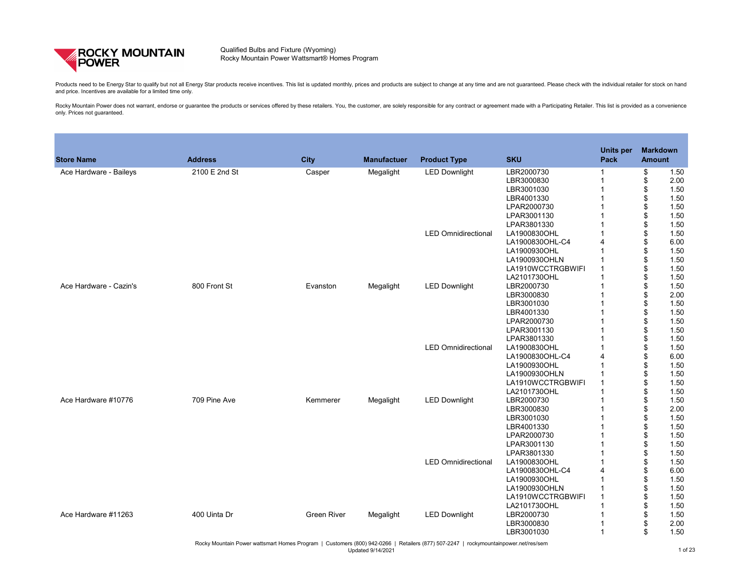Qualified Bulbs and Fixture (Wyoming)
Rocky Mountain Power Wattsmart® Homes Program

Products need to be Energy Star to qualify but not all Energy Star products receive incentives. This list is updated monthly, prices and products are subject to change at any time and are not guaranteed. Please check with the individual retailer for stock on hand and price. Incentives are available for a limited time only.

Rocky Mountain Power does not warrant, endorse or guarantee the products or services offered by these retailers. You, the customer, are solely responsible for any contract or agreement made with a Participating Retailer. This list is provided as a convenience only. Prices not guaranteed.

| Store Name | Address | City | Manufactuer | Product Type | SKU | Units per Pack | Markdown Amount |
|---|---|---|---|---|---|---|---|
| Ace Hardware - Baileys | 2100 E 2nd St | Casper | Megalight | LED Downlight | LBR2000730 | 1 | $ 1.50 |
| | | | | | LBR3000830 | 1 | $ 2.00 |
| | | | | | LBR3001030 | 1 | $ 1.50 |
| | | | | | LBR4001330 | 1 | $ 1.50 |
| | | | | | LPAR2000730 | 1 | $ 1.50 |
| | | | | | LPAR3001130 | 1 | $ 1.50 |
| | | | | | LPAR3801330 | 1 | $ 1.50 |
| | | | | LED Omnidirectional | LA1900830OHL | 1 | $ 1.50 |
| | | | | | LA1900830OHL-C4 | 4 | $ 6.00 |
| | | | | | LA1900930OHL | 1 | $ 1.50 |
| | | | | | LA1900930OHLN | 1 | $ 1.50 |
| | | | | | LA1910WCCTRGBWIFI | 1 | $ 1.50 |
| | | | | | LA2101730OHL | 1 | $ 1.50 |
| Ace Hardware - Cazin's | 800 Front St | Evanston | Megalight | LED Downlight | LBR2000730 | 1 | $ 1.50 |
| | | | | | LBR3000830 | 1 | $ 2.00 |
| | | | | | LBR3001030 | 1 | $ 1.50 |
| | | | | | LBR4001330 | 1 | $ 1.50 |
| | | | | | LPAR2000730 | 1 | $ 1.50 |
| | | | | | LPAR3001130 | 1 | $ 1.50 |
| | | | | | LPAR3801330 | 1 | $ 1.50 |
| | | | | LED Omnidirectional | LA1900830OHL | 1 | $ 1.50 |
| | | | | | LA1900830OHL-C4 | 4 | $ 6.00 |
| | | | | | LA1900930OHL | 1 | $ 1.50 |
| | | | | | LA1900930OHLN | 1 | $ 1.50 |
| | | | | | LA1910WCCTRGBWIFI | 1 | $ 1.50 |
| | | | | | LA2101730OHL | 1 | $ 1.50 |
| Ace Hardware #10776 | 709 Pine Ave | Kemmerer | Megalight | LED Downlight | LBR2000730 | 1 | $ 1.50 |
| | | | | | LBR3000830 | 1 | $ 2.00 |
| | | | | | LBR3001030 | 1 | $ 1.50 |
| | | | | | LBR4001330 | 1 | $ 1.50 |
| | | | | | LPAR2000730 | 1 | $ 1.50 |
| | | | | | LPAR3001130 | 1 | $ 1.50 |
| | | | | | LPAR3801330 | 1 | $ 1.50 |
| | | | | LED Omnidirectional | LA1900830OHL | 1 | $ 1.50 |
| | | | | | LA1900830OHL-C4 | 4 | $ 6.00 |
| | | | | | LA1900930OHL | 1 | $ 1.50 |
| | | | | | LA1900930OHLN | 1 | $ 1.50 |
| | | | | | LA1910WCCTRGBWIFI | 1 | $ 1.50 |
| | | | | | LA2101730OHL | 1 | $ 1.50 |
| Ace Hardware #11263 | 400 Uinta Dr | Green River | Megalight | LED Downlight | LBR2000730 | 1 | $ 1.50 |
| | | | | | LBR3000830 | 1 | $ 2.00 |
| | | | | | LBR3001030 | 1 | $ 1.50 |

Rocky Mountain Power wattsmart Homes Program | Customers (800) 942-0266 | Retailers (877) 507-2247 | rockymountainpower.net/res/sem
Updated 9/14/2021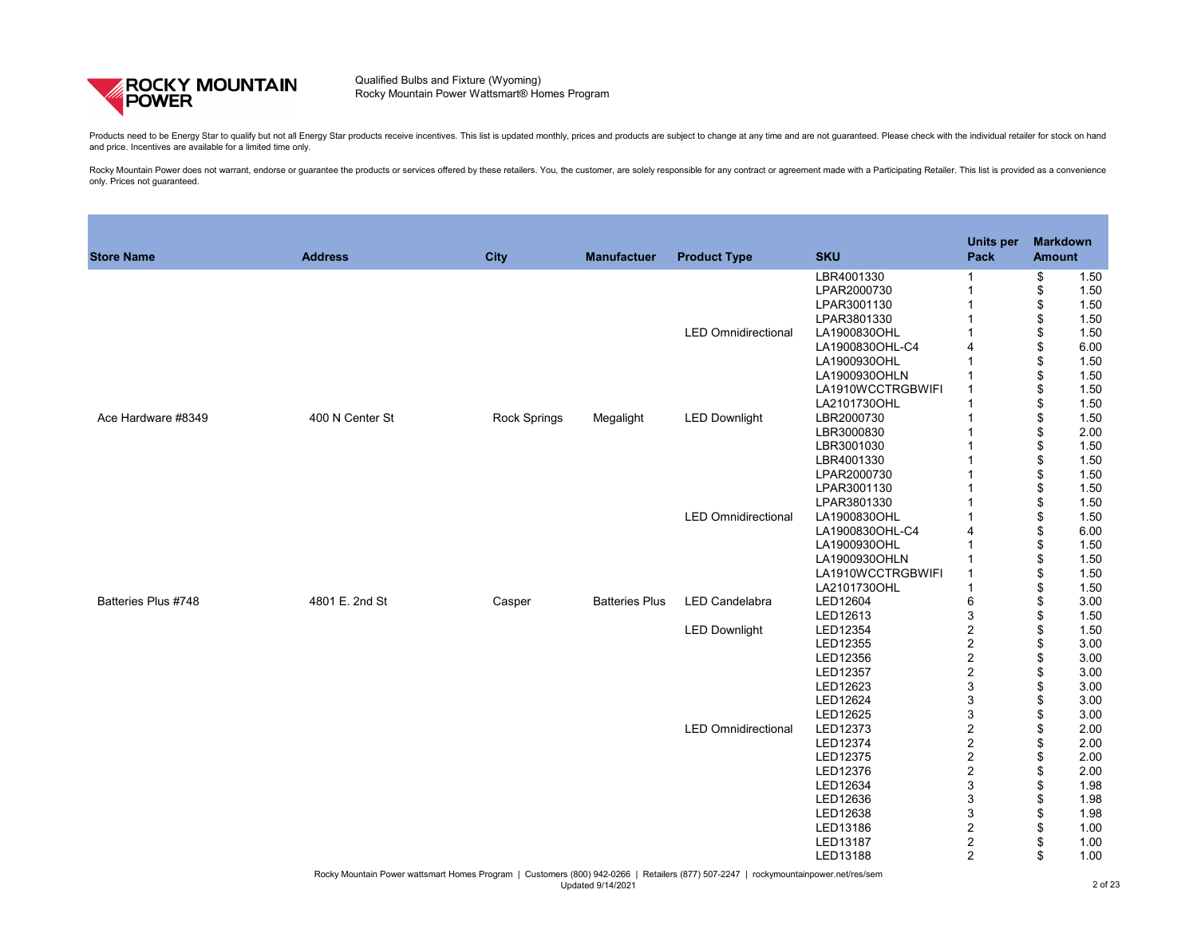Qualified Bulbs and Fixture (Wyoming)
Rocky Mountain Power Wattsmart® Homes Program

Products need to be Energy Star to qualify but not all Energy Star products receive incentives. This list is updated monthly, prices and products are subject to change at any time and are not guaranteed. Please check with the individual retailer for stock on hand and price. Incentives are available for a limited time only.

Rocky Mountain Power does not warrant, endorse or guarantee the products or services offered by these retailers. You, the customer, are solely responsible for any contract or agreement made with a Participating Retailer. This list is provided as a convenience only. Prices not guaranteed.

| Store Name | Address | City | Manufactuer | Product Type | SKU | Units per Pack | Markdown Amount |
|---|---|---|---|---|---|---|---|
| | | | | | LBR4001330 | 1 | $ 1.50 |
| | | | | | LPAR2000730 | 1 | $ 1.50 |
| | | | | | LPAR3001130 | 1 | $ 1.50 |
| | | | | | LPAR3801330 | 1 | $ 1.50 |
| | | | | LED Omnidirectional | LA1900830OHL | 1 | $ 1.50 |
| | | | | | LA1900830OHL-C4 | 4 | $ 6.00 |
| | | | | | LA1900930OHL | 1 | $ 1.50 |
| | | | | | LA1900930OHLN | 1 | $ 1.50 |
| | | | | | LA1910WCCTRGBWIFI | 1 | $ 1.50 |
| | | | | | LA2101730OHL | 1 | $ 1.50 |
| Ace Hardware #8349 | 400 N Center St | Rock Springs | Megalight | LED Downlight | LBR2000730 | 1 | $ 1.50 |
| | | | | | LBR3000830 | 1 | $ 2.00 |
| | | | | | LBR3001030 | 1 | $ 1.50 |
| | | | | | LBR4001330 | 1 | $ 1.50 |
| | | | | | LPAR2000730 | 1 | $ 1.50 |
| | | | | | LPAR3001130 | 1 | $ 1.50 |
| | | | | | LPAR3801330 | 1 | $ 1.50 |
| | | | | LED Omnidirectional | LA1900830OHL | 1 | $ 1.50 |
| | | | | | LA1900830OHL-C4 | 4 | $ 6.00 |
| | | | | | LA1900930OHL | 1 | $ 1.50 |
| | | | | | LA1900930OHLN | 1 | $ 1.50 |
| | | | | | LA1910WCCTRGBWIFI | 1 | $ 1.50 |
| | | | | | LA2101730OHL | 1 | $ 1.50 |
| Batteries Plus #748 | 4801 E. 2nd St | Casper | Batteries Plus | LED Candelabra | LED12604 | 6 | $ 3.00 |
| | | | | | LED12613 | 3 | $ 1.50 |
| | | | | LED Downlight | LED12354 | 2 | $ 1.50 |
| | | | | | LED12355 | 2 | $ 3.00 |
| | | | | | LED12356 | 2 | $ 3.00 |
| | | | | | LED12357 | 2 | $ 3.00 |
| | | | | | LED12623 | 3 | $ 3.00 |
| | | | | | LED12624 | 3 | $ 3.00 |
| | | | | | LED12625 | 3 | $ 3.00 |
| | | | | LED Omnidirectional | LED12373 | 2 | $ 2.00 |
| | | | | | LED12374 | 2 | $ 2.00 |
| | | | | | LED12375 | 2 | $ 2.00 |
| | | | | | LED12376 | 2 | $ 2.00 |
| | | | | | LED12634 | 3 | $ 1.98 |
| | | | | | LED12636 | 3 | $ 1.98 |
| | | | | | LED12638 | 3 | $ 1.98 |
| | | | | | LED13186 | 2 | $ 1.00 |
| | | | | | LED13187 | 2 | $ 1.00 |
| | | | | | LED13188 | 2 | $ 1.00 |

Rocky Mountain Power wattsmart Homes Program | Customers (800) 942-0266 | Retailers (877) 507-2247 | rockymountainpower.net/res/sem
Updated 9/14/2021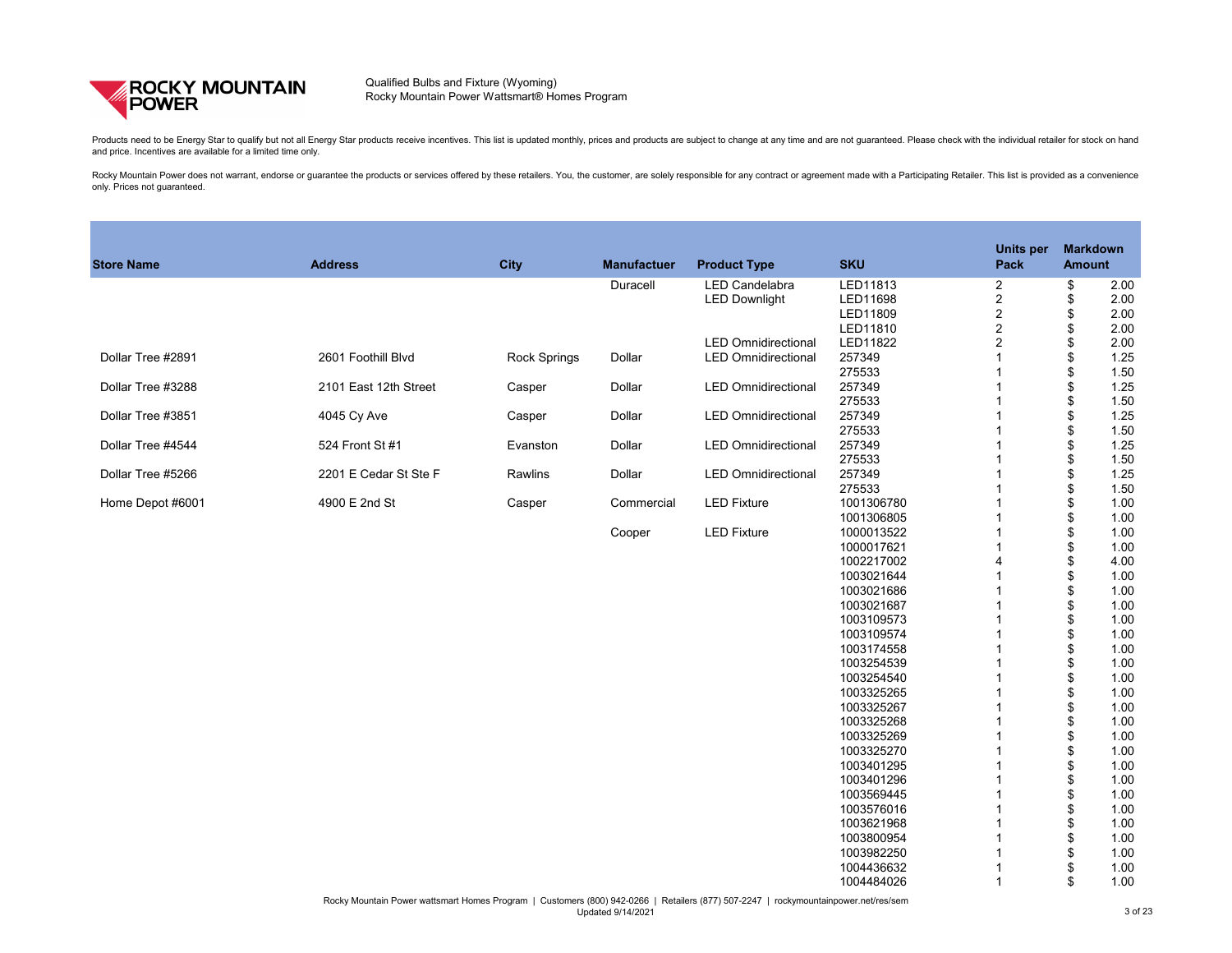Qualified Bulbs and Fixture (Wyoming)
Rocky Mountain Power Wattsmart® Homes Program

Products need to be Energy Star to qualify but not all Energy Star products receive incentives. This list is updated monthly, prices and products are subject to change at any time and are not guaranteed. Please check with the individual retailer for stock on hand and price. Incentives are available for a limited time only.

Rocky Mountain Power does not warrant, endorse or guarantee the products or services offered by these retailers. You, the customer, are solely responsible for any contract or agreement made with a Participating Retailer. This list is provided as a convenience only. Prices not guaranteed.

| Store Name | Address | City | Manufactuer | Product Type | SKU | Units per Pack | Markdown Amount |
|---|---|---|---|---|---|---|---|
| | | | Duracell | LED Candelabra | LED11813 | 2 | $ 2.00 |
| | | | | LED Downlight | LED11698 | 2 | $ 2.00 |
| | | | | | LED11809 | 2 | $ 2.00 |
| | | | | | LED11810 | 2 | $ 2.00 |
| | | | | LED Omnidirectional | LED11822 | 2 | $ 2.00 |
| Dollar Tree #2891 | 2601 Foothill Blvd | Rock Springs | Dollar | LED Omnidirectional | 257349 | 1 | $ 1.25 |
| | | | | | 275533 | 1 | $ 1.50 |
| Dollar Tree #3288 | 2101 East 12th Street | Casper | Dollar | LED Omnidirectional | 257349 | 1 | $ 1.25 |
| | | | | | 275533 | 1 | $ 1.50 |
| Dollar Tree #3851 | 4045 Cy Ave | Casper | Dollar | LED Omnidirectional | 257349 | 1 | $ 1.25 |
| | | | | | 275533 | 1 | $ 1.50 |
| Dollar Tree #4544 | 524 Front St #1 | Evanston | Dollar | LED Omnidirectional | 257349 | 1 | $ 1.25 |
| | | | | | 275533 | 1 | $ 1.50 |
| Dollar Tree #5266 | 2201 E Cedar St Ste F | Rawlins | Dollar | LED Omnidirectional | 257349 | 1 | $ 1.25 |
| | | | | | 275533 | 1 | $ 1.50 |
| Home Depot #6001 | 4900 E 2nd St | Casper | Commercial | LED Fixture | 1001306780 | 1 | $ 1.00 |
| | | | | | 1001306805 | 1 | $ 1.00 |
| | | | Cooper | LED Fixture | 1000013522 | 1 | $ 1.00 |
| | | | | | 1000017621 | 1 | $ 1.00 |
| | | | | | 1002217002 | 4 | $ 4.00 |
| | | | | | 1003021644 | 1 | $ 1.00 |
| | | | | | 1003021686 | 1 | $ 1.00 |
| | | | | | 1003021687 | 1 | $ 1.00 |
| | | | | | 1003109573 | 1 | $ 1.00 |
| | | | | | 1003109574 | 1 | $ 1.00 |
| | | | | | 1003174558 | 1 | $ 1.00 |
| | | | | | 1003254539 | 1 | $ 1.00 |
| | | | | | 1003254540 | 1 | $ 1.00 |
| | | | | | 1003325265 | 1 | $ 1.00 |
| | | | | | 1003325267 | 1 | $ 1.00 |
| | | | | | 1003325268 | 1 | $ 1.00 |
| | | | | | 1003325269 | 1 | $ 1.00 |
| | | | | | 1003325270 | 1 | $ 1.00 |
| | | | | | 1003401295 | 1 | $ 1.00 |
| | | | | | 1003401296 | 1 | $ 1.00 |
| | | | | | 1003569445 | 1 | $ 1.00 |
| | | | | | 1003576016 | 1 | $ 1.00 |
| | | | | | 1003621968 | 1 | $ 1.00 |
| | | | | | 1003800954 | 1 | $ 1.00 |
| | | | | | 1003982250 | 1 | $ 1.00 |
| | | | | | 1004436632 | 1 | $ 1.00 |
| | | | | | 1004484026 | 1 | $ 1.00 |

Rocky Mountain Power wattsmart Homes Program | Customers (800) 942-0266 | Retailers (877) 507-2247 | rockymountainpower.net/res/sem
Updated 9/14/2021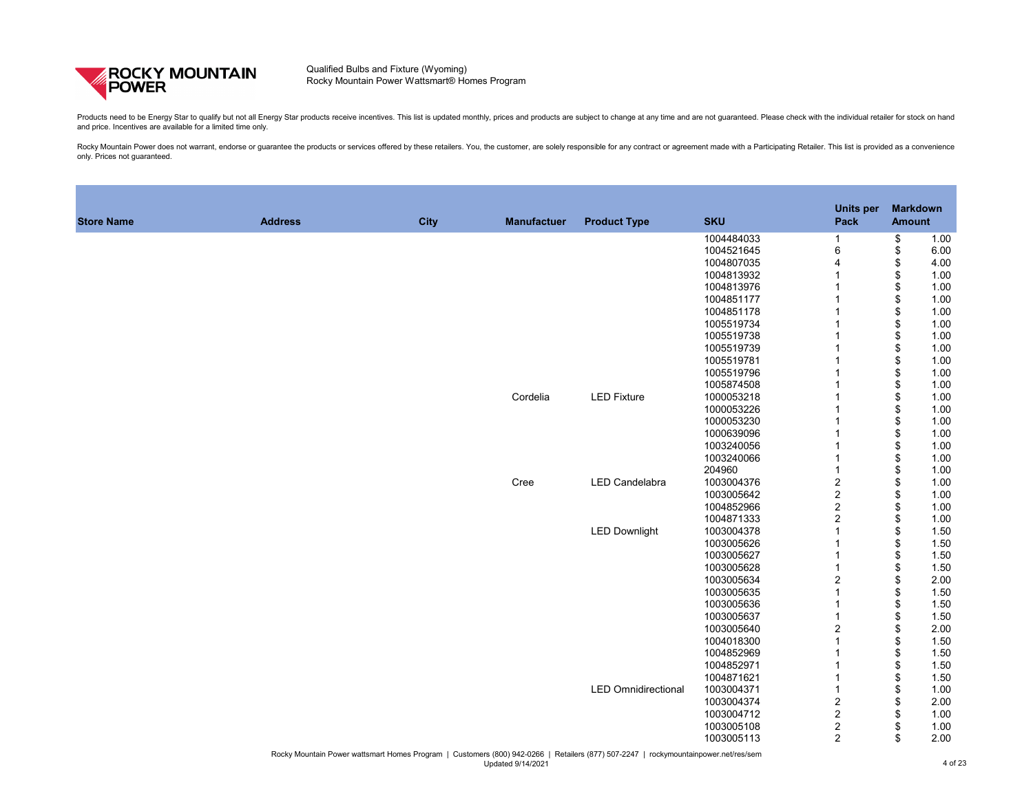Qualified Bulbs and Fixture (Wyoming)
Rocky Mountain Power Wattsmart® Homes Program

Products need to be Energy Star to qualify but not all Energy Star products receive incentives. This list is updated monthly, prices and products are subject to change at any time and are not guaranteed. Please check with the individual retailer for stock on hand and price. Incentives are available for a limited time only.

Rocky Mountain Power does not warrant, endorse or guarantee the products or services offered by these retailers. You, the customer, are solely responsible for any contract or agreement made with a Participating Retailer. This list is provided as a convenience only. Prices not guaranteed.

| Store Name | Address | City | Manufactuer | Product Type | SKU | Units per Pack | Markdown Amount |
|---|---|---|---|---|---|---|---|
| | | | | | 1004484033 | 1 | $ 1.00 |
| | | | | | 1004521645 | 6 | $ 6.00 |
| | | | | | 1004807035 | 4 | $ 4.00 |
| | | | | | 1004813932 | 1 | $ 1.00 |
| | | | | | 1004813976 | 1 | $ 1.00 |
| | | | | | 1004851177 | 1 | $ 1.00 |
| | | | | | 1004851178 | 1 | $ 1.00 |
| | | | | | 1005519734 | 1 | $ 1.00 |
| | | | | | 1005519738 | 1 | $ 1.00 |
| | | | | | 1005519739 | 1 | $ 1.00 |
| | | | | | 1005519781 | 1 | $ 1.00 |
| | | | | | 1005519796 | 1 | $ 1.00 |
| | | | | | 1005874508 | 1 | $ 1.00 |
| | | | Cordelia | LED Fixture | 1000053218 | 1 | $ 1.00 |
| | | | | | 1000053226 | 1 | $ 1.00 |
| | | | | | 1000053230 | 1 | $ 1.00 |
| | | | | | 1000639096 | 1 | $ 1.00 |
| | | | | | 1003240056 | 1 | $ 1.00 |
| | | | | | 1003240066 | 1 | $ 1.00 |
| | | | | | 204960 | 1 | $ 1.00 |
| | | | Cree | LED Candelabra | 1003004376 | 2 | $ 1.00 |
| | | | | | 1003005642 | 2 | $ 1.00 |
| | | | | | 1004852966 | 2 | $ 1.00 |
| | | | | | 1004871333 | 2 | $ 1.00 |
| | | | | LED Downlight | 1003004378 | 1 | $ 1.50 |
| | | | | | 1003005626 | 1 | $ 1.50 |
| | | | | | 1003005627 | 1 | $ 1.50 |
| | | | | | 1003005628 | 1 | $ 1.50 |
| | | | | | 1003005634 | 2 | $ 2.00 |
| | | | | | 1003005635 | 1 | $ 1.50 |
| | | | | | 1003005636 | 1 | $ 1.50 |
| | | | | | 1003005637 | 1 | $ 1.50 |
| | | | | | 1003005640 | 2 | $ 2.00 |
| | | | | | 1004018300 | 1 | $ 1.50 |
| | | | | | 1004852969 | 1 | $ 1.50 |
| | | | | | 1004852971 | 1 | $ 1.50 |
| | | | | | 1004871621 | 1 | $ 1.50 |
| | | | | LED Omnidirectional | 1003004371 | 1 | $ 1.00 |
| | | | | | 1003004374 | 2 | $ 2.00 |
| | | | | | 1003004712 | 2 | $ 1.00 |
| | | | | | 1003005108 | 2 | $ 1.00 |
| | | | | | 1003005113 | 2 | $ 2.00 |

Rocky Mountain Power wattsmart Homes Program | Customers (800) 942-0266 | Retailers (877) 507-2247 | rockymountainpower.net/res/sem
Updated 9/14/2021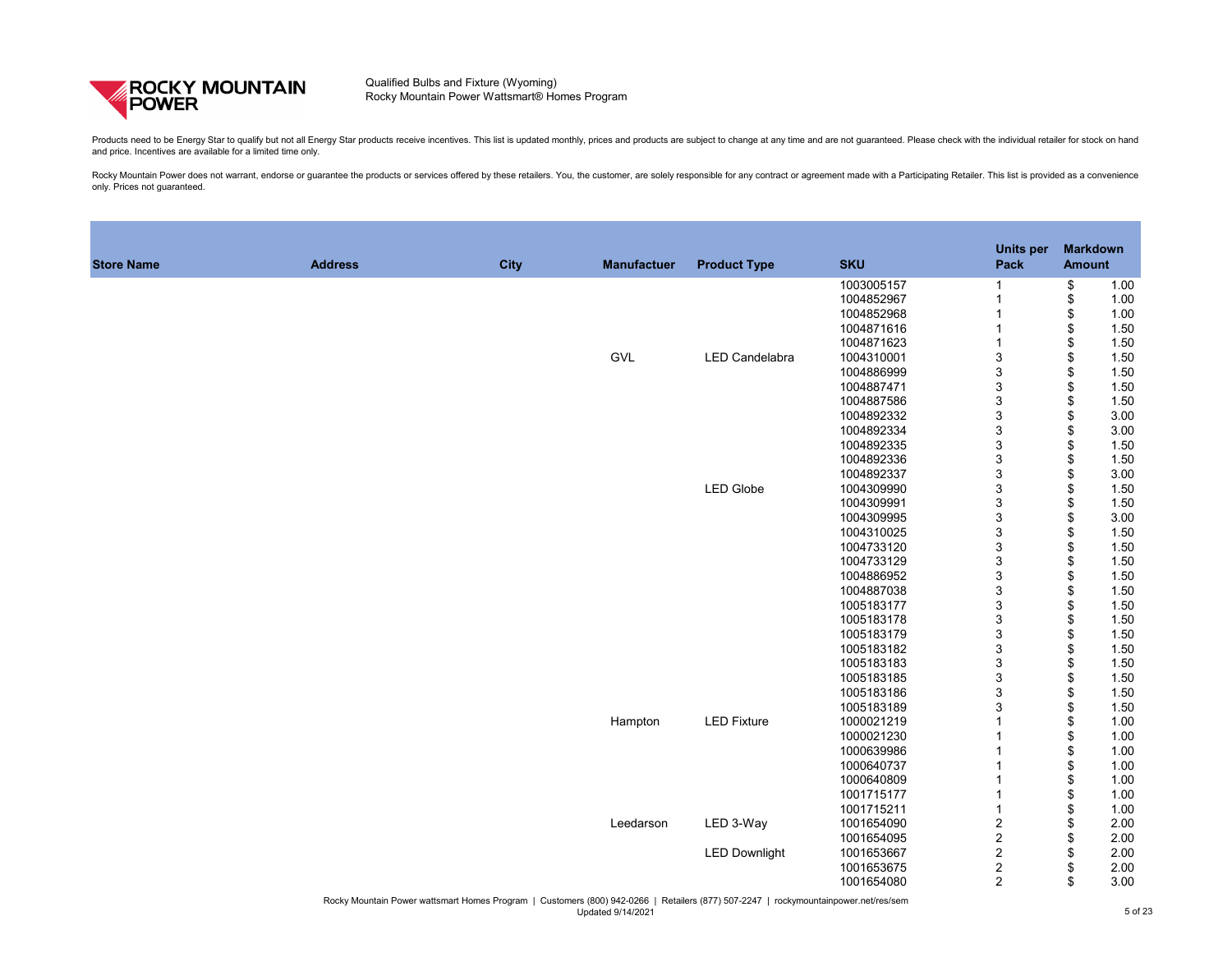Qualified Bulbs and Fixture (Wyoming)
Rocky Mountain Power Wattsmart® Homes Program

Products need to be Energy Star to qualify but not all Energy Star products receive incentives. This list is updated monthly, prices and products are subject to change at any time and are not guaranteed. Please check with the individual retailer for stock on hand and price. Incentives are available for a limited time only.

Rocky Mountain Power does not warrant, endorse or guarantee the products or services offered by these retailers. You, the customer, are solely responsible for any contract or agreement made with a Participating Retailer. This list is provided as a convenience only. Prices not guaranteed.

| Store Name | Address | City | Manufactuer | Product Type | SKU | Units per Pack | Markdown Amount |
|---|---|---|---|---|---|---|---|
| | | | | | 1003005157 | 1 | $ 1.00 |
| | | | | | 1004852967 | 1 | $ 1.00 |
| | | | | | 1004852968 | 1 | $ 1.00 |
| | | | | | 1004871616 | 1 | $ 1.50 |
| | | | | | 1004871623 | 1 | $ 1.50 |
| | | | GVL | LED Candelabra | 1004310001 | 3 | $ 1.50 |
| | | | | | 1004886999 | 3 | $ 1.50 |
| | | | | | 1004887471 | 3 | $ 1.50 |
| | | | | | 1004887586 | 3 | $ 1.50 |
| | | | | | 1004892332 | 3 | $ 3.00 |
| | | | | | 1004892334 | 3 | $ 3.00 |
| | | | | | 1004892335 | 3 | $ 1.50 |
| | | | | | 1004892336 | 3 | $ 1.50 |
| | | | | | 1004892337 | 3 | $ 3.00 |
| | | | | LED Globe | 1004309990 | 3 | $ 1.50 |
| | | | | | 1004309991 | 3 | $ 1.50 |
| | | | | | 1004309995 | 3 | $ 3.00 |
| | | | | | 1004310025 | 3 | $ 1.50 |
| | | | | | 1004733120 | 3 | $ 1.50 |
| | | | | | 1004733129 | 3 | $ 1.50 |
| | | | | | 1004886952 | 3 | $ 1.50 |
| | | | | | 1004887038 | 3 | $ 1.50 |
| | | | | | 1005183177 | 3 | $ 1.50 |
| | | | | | 1005183178 | 3 | $ 1.50 |
| | | | | | 1005183179 | 3 | $ 1.50 |
| | | | | | 1005183182 | 3 | $ 1.50 |
| | | | | | 1005183183 | 3 | $ 1.50 |
| | | | | | 1005183185 | 3 | $ 1.50 |
| | | | | | 1005183186 | 3 | $ 1.50 |
| | | | | | 1005183189 | 3 | $ 1.50 |
| | | | Hampton | LED Fixture | 1000021219 | 1 | $ 1.00 |
| | | | | | 1000021230 | 1 | $ 1.00 |
| | | | | | 1000639986 | 1 | $ 1.00 |
| | | | | | 1000640737 | 1 | $ 1.00 |
| | | | | | 1000640809 | 1 | $ 1.00 |
| | | | | | 1001715177 | 1 | $ 1.00 |
| | | | | | 1001715211 | 1 | $ 1.00 |
| | | | Leedarson | LED 3-Way | 1001654090 | 2 | $ 2.00 |
| | | | | | 1001654095 | 2 | $ 2.00 |
| | | | | LED Downlight | 1001653667 | 2 | $ 2.00 |
| | | | | | 1001653675 | 2 | $ 2.00 |
| | | | | | 1001654080 | 2 | $ 3.00 |

Rocky Mountain Power wattsmart Homes Program | Customers (800) 942-0266 | Retailers (877) 507-2247 | rockymountainpower.net/res/sem
Updated 9/14/2021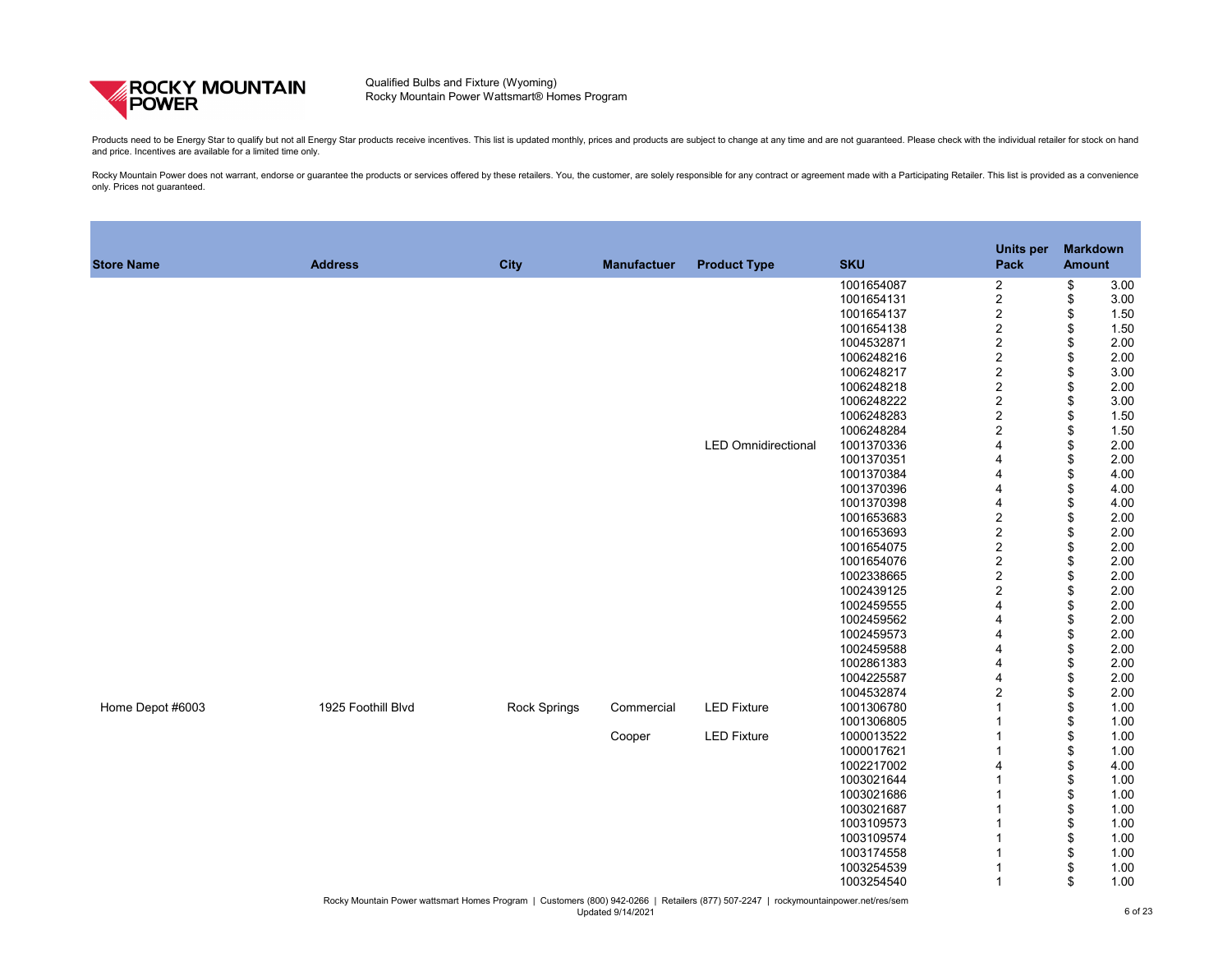Qualified Bulbs and Fixture (Wyoming)
Rocky Mountain Power Wattsmart® Homes Program

Products need to be Energy Star to qualify but not all Energy Star products receive incentives. This list is updated monthly, prices and products are subject to change at any time and are not guaranteed. Please check with the individual retailer for stock on hand and price. Incentives are available for a limited time only.

Rocky Mountain Power does not warrant, endorse or guarantee the products or services offered by these retailers. You, the customer, are solely responsible for any contract or agreement made with a Participating Retailer. This list is provided as a convenience only. Prices not guaranteed.

| Store Name | Address | City | Manufactuer | Product Type | SKU | Units per Pack | Markdown Amount |
|---|---|---|---|---|---|---|---|
| | | | | | 1001654087 | 2 | $ 3.00 |
| | | | | | 1001654131 | 2 | $ 3.00 |
| | | | | | 1001654137 | 2 | $ 1.50 |
| | | | | | 1001654138 | 2 | $ 1.50 |
| | | | | | 1004532871 | 2 | $ 2.00 |
| | | | | | 1006248216 | 2 | $ 2.00 |
| | | | | | 1006248217 | 2 | $ 3.00 |
| | | | | | 1006248218 | 2 | $ 2.00 |
| | | | | | 1006248222 | 2 | $ 3.00 |
| | | | | | 1006248283 | 2 | $ 1.50 |
| | | | | | 1006248284 | 2 | $ 1.50 |
| | | | | LED Omnidirectional | 1001370336 | 4 | $ 2.00 |
| | | | | | 1001370351 | 4 | $ 2.00 |
| | | | | | 1001370384 | 4 | $ 4.00 |
| | | | | | 1001370396 | 4 | $ 4.00 |
| | | | | | 1001370398 | 4 | $ 4.00 |
| | | | | | 1001653683 | 2 | $ 2.00 |
| | | | | | 1001653693 | 2 | $ 2.00 |
| | | | | | 1001654075 | 2 | $ 2.00 |
| | | | | | 1001654076 | 2 | $ 2.00 |
| | | | | | 1002338665 | 2 | $ 2.00 |
| | | | | | 1002439125 | 2 | $ 2.00 |
| | | | | | 1002459555 | 4 | $ 2.00 |
| | | | | | 1002459562 | 4 | $ 2.00 |
| | | | | | 1002459573 | 4 | $ 2.00 |
| | | | | | 1002459588 | 4 | $ 2.00 |
| | | | | | 1002861383 | 4 | $ 2.00 |
| | | | | | 1004225587 | 4 | $ 2.00 |
| | | | | | 1004532874 | 2 | $ 2.00 |
| Home Depot #6003 | 1925 Foothill Blvd | Rock Springs | Commercial | LED Fixture | 1001306780 | 1 | $ 1.00 |
| | | | | | 1001306805 | 1 | $ 1.00 |
| | | | Cooper | LED Fixture | 1000013522 | 1 | $ 1.00 |
| | | | | | 1000017621 | 1 | $ 1.00 |
| | | | | | 1002217002 | 4 | $ 4.00 |
| | | | | | 1003021644 | 1 | $ 1.00 |
| | | | | | 1003021686 | 1 | $ 1.00 |
| | | | | | 1003021687 | 1 | $ 1.00 |
| | | | | | 1003109573 | 1 | $ 1.00 |
| | | | | | 1003109574 | 1 | $ 1.00 |
| | | | | | 1003174558 | 1 | $ 1.00 |
| | | | | | 1003254539 | 1 | $ 1.00 |
| | | | | | 1003254540 | 1 | $ 1.00 |

Rocky Mountain Power wattsmart Homes Program | Customers (800) 942-0266 | Retailers (877) 507-2247 | rockymountainpower.net/res/sem
Updated 9/14/2021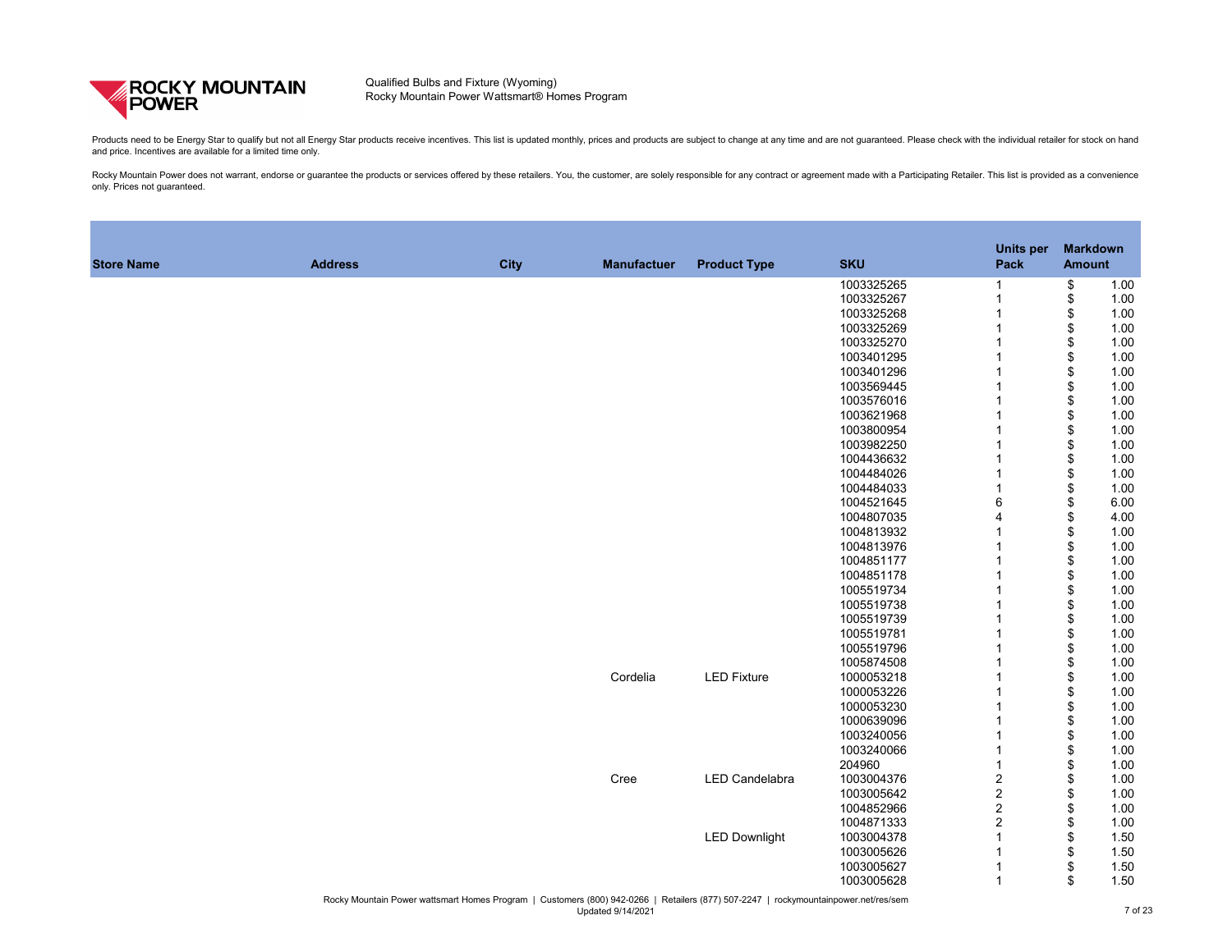Qualified Bulbs and Fixture (Wyoming)
Rocky Mountain Power Wattsmart® Homes Program

Products need to be Energy Star to qualify but not all Energy Star products receive incentives. This list is updated monthly, prices and products are subject to change at any time and are not guaranteed. Please check with the individual retailer for stock on hand and price. Incentives are available for a limited time only.

Rocky Mountain Power does not warrant, endorse or guarantee the products or services offered by these retailers. You, the customer, are solely responsible for any contract or agreement made with a Participating Retailer. This list is provided as a convenience only. Prices not guaranteed.

| Store Name | Address | City | Manufactuer | Product Type | SKU | Units per Pack | Markdown Amount |
|---|---|---|---|---|---|---|---|
| | | | | | 1003325265 | 1 | $ 1.00 |
| | | | | | 1003325267 | 1 | $ 1.00 |
| | | | | | 1003325268 | 1 | $ 1.00 |
| | | | | | 1003325269 | 1 | $ 1.00 |
| | | | | | 1003325270 | 1 | $ 1.00 |
| | | | | | 1003401295 | 1 | $ 1.00 |
| | | | | | 1003401296 | 1 | $ 1.00 |
| | | | | | 1003569445 | 1 | $ 1.00 |
| | | | | | 1003576016 | 1 | $ 1.00 |
| | | | | | 1003621968 | 1 | $ 1.00 |
| | | | | | 1003800954 | 1 | $ 1.00 |
| | | | | | 1003982250 | 1 | $ 1.00 |
| | | | | | 1004436632 | 1 | $ 1.00 |
| | | | | | 1004484026 | 1 | $ 1.00 |
| | | | | | 1004484033 | 1 | $ 1.00 |
| | | | | | 1004521645 | 6 | $ 6.00 |
| | | | | | 1004807035 | 4 | $ 4.00 |
| | | | | | 1004813932 | 1 | $ 1.00 |
| | | | | | 1004813976 | 1 | $ 1.00 |
| | | | | | 1004851177 | 1 | $ 1.00 |
| | | | | | 1004851178 | 1 | $ 1.00 |
| | | | | | 1005519734 | 1 | $ 1.00 |
| | | | | | 1005519738 | 1 | $ 1.00 |
| | | | | | 1005519739 | 1 | $ 1.00 |
| | | | | | 1005519781 | 1 | $ 1.00 |
| | | | | | 1005519796 | 1 | $ 1.00 |
| | | | | | 1005874508 | 1 | $ 1.00 |
| | | | Cordelia | LED Fixture | 1000053218 | 1 | $ 1.00 |
| | | | | | 1000053226 | 1 | $ 1.00 |
| | | | | | 1000053230 | 1 | $ 1.00 |
| | | | | | 1000639096 | 1 | $ 1.00 |
| | | | | | 1003240056 | 1 | $ 1.00 |
| | | | | | 1003240066 | 1 | $ 1.00 |
| | | | | | 204960 | 1 | $ 1.00 |
| | | | Cree | LED Candelabra | 1003004376 | 2 | $ 1.00 |
| | | | | | 1003005642 | 2 | $ 1.00 |
| | | | | | 1004852966 | 2 | $ 1.00 |
| | | | | | 1004871333 | 2 | $ 1.00 |
| | | | | LED Downlight | 1003004378 | 1 | $ 1.50 |
| | | | | | 1003005626 | 1 | $ 1.50 |
| | | | | | 1003005627 | 1 | $ 1.50 |
| | | | | | 1003005628 | 1 | $ 1.50 |

Rocky Mountain Power wattsmart Homes Program | Customers (800) 942-0266 | Retailers (877) 507-2247 | rockymountainpower.net/res/sem
Updated 9/14/2021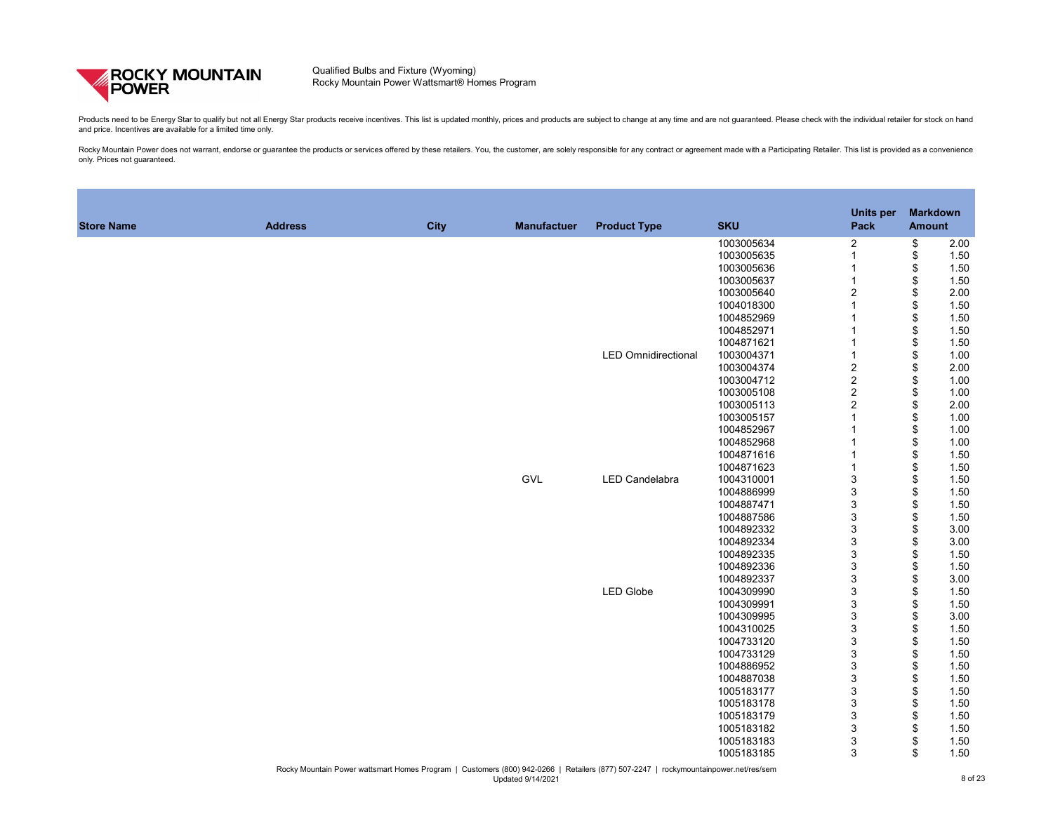Qualified Bulbs and Fixture (Wyoming)
Rocky Mountain Power Wattsmart® Homes Program

Products need to be Energy Star to qualify but not all Energy Star products receive incentives. This list is updated monthly, prices and products are subject to change at any time and are not guaranteed. Please check with the individual retailer for stock on hand and price. Incentives are available for a limited time only.

Rocky Mountain Power does not warrant, endorse or guarantee the products or services offered by these retailers. You, the customer, are solely responsible for any contract or agreement made with a Participating Retailer. This list is provided as a convenience only. Prices not guaranteed.

| Store Name | Address | City | Manufactuer | Product Type | SKU | Units per Pack | Markdown Amount |
|---|---|---|---|---|---|---|---|
| | | | | | 1003005634 | 2 | $ 2.00 |
| | | | | | 1003005635 | 1 | $ 1.50 |
| | | | | | 1003005636 | 1 | $ 1.50 |
| | | | | | 1003005637 | 1 | $ 1.50 |
| | | | | | 1003005640 | 2 | $ 2.00 |
| | | | | | 1004018300 | 1 | $ 1.50 |
| | | | | | 1004852969 | 1 | $ 1.50 |
| | | | | | 1004852971 | 1 | $ 1.50 |
| | | | | | 1004871621 | 1 | $ 1.50 |
| | | | | LED Omnidirectional | 1003004371 | 1 | $ 1.00 |
| | | | | | 1003004374 | 2 | $ 2.00 |
| | | | | | 1003004712 | 2 | $ 1.00 |
| | | | | | 1003005108 | 2 | $ 1.00 |
| | | | | | 1003005113 | 2 | $ 2.00 |
| | | | | | 1003005157 | 1 | $ 1.00 |
| | | | | | 1004852967 | 1 | $ 1.00 |
| | | | | | 1004852968 | 1 | $ 1.00 |
| | | | | | 1004871616 | 1 | $ 1.50 |
| | | | | | 1004871623 | 1 | $ 1.50 |
| | | | GVL | LED Candelabra | 1004310001 | 3 | $ 1.50 |
| | | | | | 1004886999 | 3 | $ 1.50 |
| | | | | | 1004887471 | 3 | $ 1.50 |
| | | | | | 1004887586 | 3 | $ 1.50 |
| | | | | | 1004892332 | 3 | $ 3.00 |
| | | | | | 1004892334 | 3 | $ 3.00 |
| | | | | | 1004892335 | 3 | $ 1.50 |
| | | | | | 1004892336 | 3 | $ 1.50 |
| | | | | | 1004892337 | 3 | $ 3.00 |
| | | | | LED Globe | 1004309990 | 3 | $ 1.50 |
| | | | | | 1004309991 | 3 | $ 1.50 |
| | | | | | 1004309995 | 3 | $ 3.00 |
| | | | | | 1004310025 | 3 | $ 1.50 |
| | | | | | 1004733120 | 3 | $ 1.50 |
| | | | | | 1004733129 | 3 | $ 1.50 |
| | | | | | 1004886952 | 3 | $ 1.50 |
| | | | | | 1004887038 | 3 | $ 1.50 |
| | | | | | 1005183177 | 3 | $ 1.50 |
| | | | | | 1005183178 | 3 | $ 1.50 |
| | | | | | 1005183179 | 3 | $ 1.50 |
| | | | | | 1005183182 | 3 | $ 1.50 |
| | | | | | 1005183183 | 3 | $ 1.50 |
| | | | | | 1005183185 | 3 | $ 1.50 |

Rocky Mountain Power wattsmart Homes Program | Customers (800) 942-0266 | Retailers (877) 507-2247 | rockymountainpower.net/res/sem
Updated 9/14/2021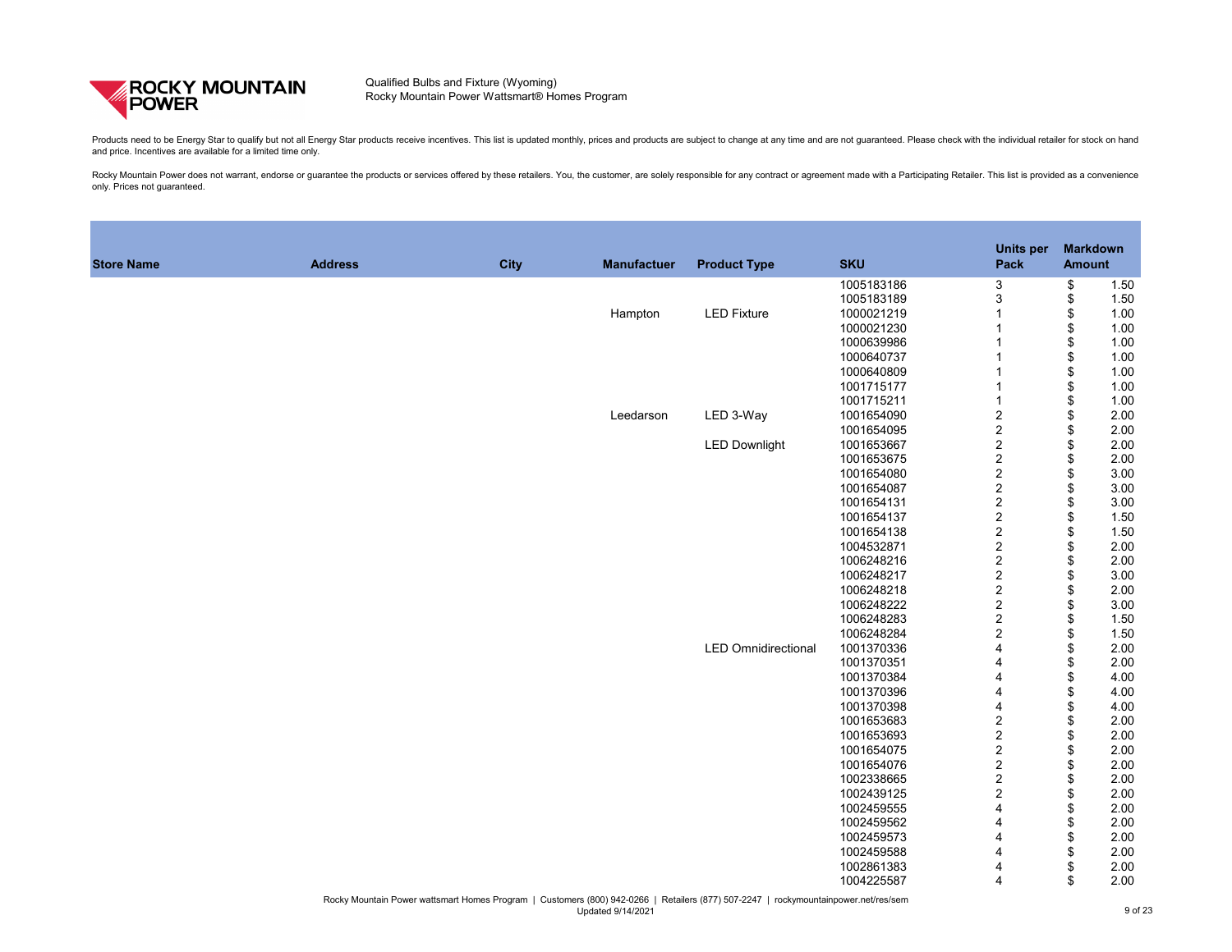Qualified Bulbs and Fixture (Wyoming)
Rocky Mountain Power Wattsmart® Homes Program

Products need to be Energy Star to qualify but not all Energy Star products receive incentives. This list is updated monthly, prices and products are subject to change at any time and are not guaranteed. Please check with the individual retailer for stock on hand and price. Incentives are available for a limited time only.

Rocky Mountain Power does not warrant, endorse or guarantee the products or services offered by these retailers. You, the customer, are solely responsible for any contract or agreement made with a Participating Retailer. This list is provided as a convenience only. Prices not guaranteed.

| Store Name | Address | City | Manufactuer | Product Type | SKU | Units per Pack | Markdown Amount |
|---|---|---|---|---|---|---|---|
| | | | | | 1005183186 | 3 | $ 1.50 |
| | | | | | 1005183189 | 3 | $ 1.50 |
| | | | Hampton | LED Fixture | 1000021219 | 1 | $ 1.00 |
| | | | | | 1000021230 | 1 | $ 1.00 |
| | | | | | 1000639986 | 1 | $ 1.00 |
| | | | | | 1000640737 | 1 | $ 1.00 |
| | | | | | 1000640809 | 1 | $ 1.00 |
| | | | | | 1001715177 | 1 | $ 1.00 |
| | | | | | 1001715211 | 1 | $ 1.00 |
| | | | Leedarson | LED 3-Way | 1001654090 | 2 | $ 2.00 |
| | | | | | 1001654095 | 2 | $ 2.00 |
| | | | | LED Downlight | 1001653667 | 2 | $ 2.00 |
| | | | | | 1001653675 | 2 | $ 2.00 |
| | | | | | 1001654080 | 2 | $ 3.00 |
| | | | | | 1001654087 | 2 | $ 3.00 |
| | | | | | 1001654131 | 2 | $ 3.00 |
| | | | | | 1001654137 | 2 | $ 1.50 |
| | | | | | 1001654138 | 2 | $ 1.50 |
| | | | | | 1004532871 | 2 | $ 2.00 |
| | | | | | 1006248216 | 2 | $ 2.00 |
| | | | | | 1006248217 | 2 | $ 3.00 |
| | | | | | 1006248218 | 2 | $ 2.00 |
| | | | | | 1006248222 | 2 | $ 3.00 |
| | | | | | 1006248283 | 2 | $ 1.50 |
| | | | | | 1006248284 | 2 | $ 1.50 |
| | | | | LED Omnidirectional | 1001370336 | 4 | $ 2.00 |
| | | | | | 1001370351 | 4 | $ 2.00 |
| | | | | | 1001370384 | 4 | $ 4.00 |
| | | | | | 1001370396 | 4 | $ 4.00 |
| | | | | | 1001370398 | 4 | $ 4.00 |
| | | | | | 1001653683 | 2 | $ 2.00 |
| | | | | | 1001653693 | 2 | $ 2.00 |
| | | | | | 1001654075 | 2 | $ 2.00 |
| | | | | | 1001654076 | 2 | $ 2.00 |
| | | | | | 1002338665 | 2 | $ 2.00 |
| | | | | | 1002439125 | 2 | $ 2.00 |
| | | | | | 1002459555 | 4 | $ 2.00 |
| | | | | | 1002459562 | 4 | $ 2.00 |
| | | | | | 1002459573 | 4 | $ 2.00 |
| | | | | | 1002459588 | 4 | $ 2.00 |
| | | | | | 1002861383 | 4 | $ 2.00 |
| | | | | | 1004225587 | 4 | $ 2.00 |

Rocky Mountain Power wattsmart Homes Program | Customers (800) 942-0266 | Retailers (877) 507-2247 | rockymountainpower.net/res/sem
Updated 9/14/2021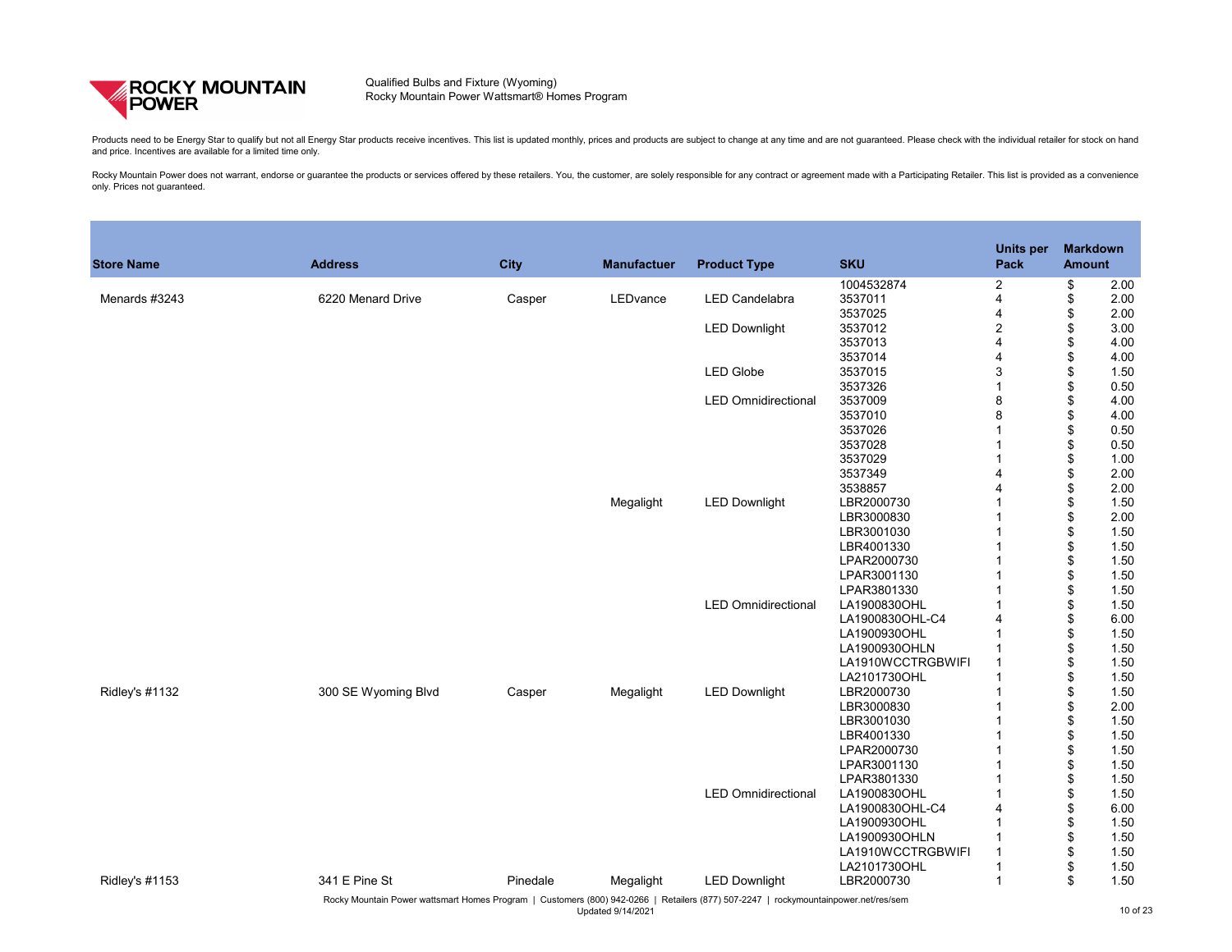Qualified Bulbs and Fixture (Wyoming)
Rocky Mountain Power Wattsmart® Homes Program

Products need to be Energy Star to qualify but not all Energy Star products receive incentives. This list is updated monthly, prices and products are subject to change at any time and are not guaranteed. Please check with the individual retailer for stock on hand and price. Incentives are available for a limited time only.

Rocky Mountain Power does not warrant, endorse or guarantee the products or services offered by these retailers. You, the customer, are solely responsible for any contract or agreement made with a Participating Retailer. This list is provided as a convenience only. Prices not guaranteed.

| Store Name | Address | City | Manufactuer | Product Type | SKU | Units per Pack | Markdown Amount |
|---|---|---|---|---|---|---|---|
| | | | | | 1004532874 | 2 | $ 2.00 |
| Menards #3243 | 6220 Menard Drive | Casper | LEDvance | LED Candelabra | 3537011 | 4 | $ 2.00 |
| | | | | | 3537025 | 4 | $ 2.00 |
| | | | | LED Downlight | 3537012 | 2 | $ 3.00 |
| | | | | | 3537013 | 4 | $ 4.00 |
| | | | | | 3537014 | 4 | $ 4.00 |
| | | | | LED Globe | 3537015 | 3 | $ 1.50 |
| | | | | | 3537326 | 1 | $ 0.50 |
| | | | | LED Omnidirectional | 3537009 | 8 | $ 4.00 |
| | | | | | 3537010 | 8 | $ 4.00 |
| | | | | | 3537026 | 1 | $ 0.50 |
| | | | | | 3537028 | 1 | $ 0.50 |
| | | | | | 3537029 | 1 | $ 1.00 |
| | | | | | 3537349 | 4 | $ 2.00 |
| | | | | | 3538857 | 4 | $ 2.00 |
| | | | Megalight | LED Downlight | LBR2000730 | 1 | $ 1.50 |
| | | | | | LBR3000830 | 1 | $ 2.00 |
| | | | | | LBR3001030 | 1 | $ 1.50 |
| | | | | | LBR4001330 | 1 | $ 1.50 |
| | | | | | LPAR2000730 | 1 | $ 1.50 |
| | | | | | LPAR3001130 | 1 | $ 1.50 |
| | | | | | LPAR3801330 | 1 | $ 1.50 |
| | | | | LED Omnidirectional | LA1900830OHL | 1 | $ 1.50 |
| | | | | | LA1900830OHL-C4 | 4 | $ 6.00 |
| | | | | | LA1900930OHL | 1 | $ 1.50 |
| | | | | | LA1900930OHLN | 1 | $ 1.50 |
| | | | | | LA1910WCCTRGBWIFI | 1 | $ 1.50 |
| | | | | | LA2101730OHL | 1 | $ 1.50 |
| Ridley's #1132 | 300 SE Wyoming Blvd | Casper | Megalight | LED Downlight | LBR2000730 | 1 | $ 1.50 |
| | | | | | LBR3000830 | 1 | $ 2.00 |
| | | | | | LBR3001030 | 1 | $ 1.50 |
| | | | | | LBR4001330 | 1 | $ 1.50 |
| | | | | | LPAR2000730 | 1 | $ 1.50 |
| | | | | | LPAR3001130 | 1 | $ 1.50 |
| | | | | | LPAR3801330 | 1 | $ 1.50 |
| | | | | LED Omnidirectional | LA1900830OHL | 1 | $ 1.50 |
| | | | | | LA1900830OHL-C4 | 4 | $ 6.00 |
| | | | | | LA1900930OHL | 1 | $ 1.50 |
| | | | | | LA1900930OHLN | 1 | $ 1.50 |
| | | | | | LA1910WCCTRGBWIFI | 1 | $ 1.50 |
| | | | | | LA2101730OHL | 1 | $ 1.50 |
| Ridley's #1153 | 341 E Pine St | Pinedale | Megalight | LED Downlight | LBR2000730 | 1 | $ 1.50 |

Rocky Mountain Power wattsmart Homes Program | Customers (800) 942-0266 | Retailers (877) 507-2247 | rockymountainpower.net/res/sem
Updated 9/14/2021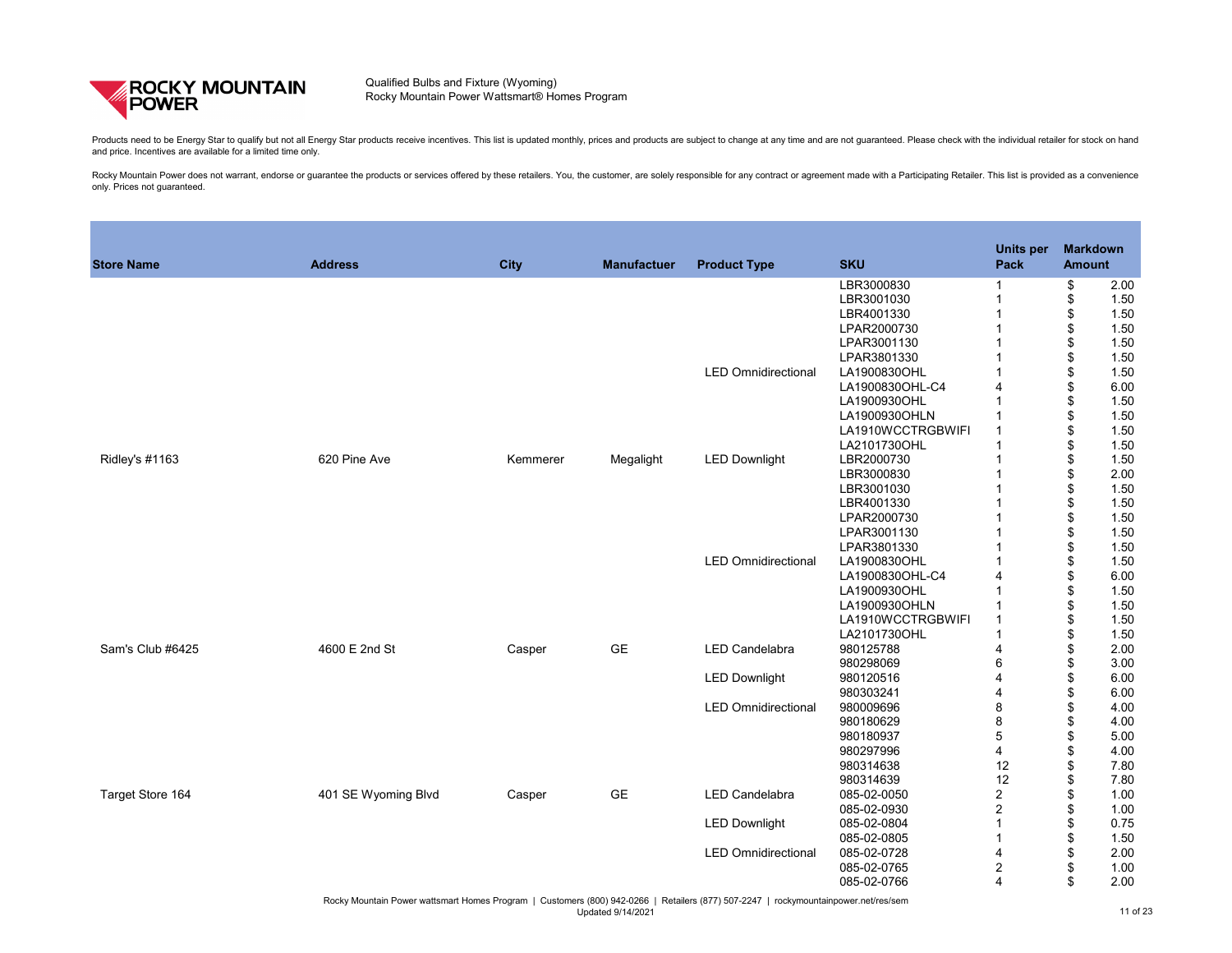ROCKY MOUNTAIN POWER

Qualified Bulbs and Fixture (Wyoming)
Rocky Mountain Power Wattsmart® Homes Program

Products need to be Energy Star to qualify but not all Energy Star products receive incentives. This list is updated monthly, prices and products are subject to change at any time and are not guaranteed. Please check with the individual retailer for stock on hand and price. Incentives are available for a limited time only.

Rocky Mountain Power does not warrant, endorse or guarantee the products or services offered by these retailers. You, the customer, are solely responsible for any contract or agreement made with a Participating Retailer. This list is provided as a convenience only. Prices not guaranteed.

| Store Name | Address | City | Manufactuer | Product Type | SKU | Units per Pack | Markdown Amount |
|---|---|---|---|---|---|---|---|
| | | | | | LBR3000830 | 1 | $ 2.00 |
| | | | | | LBR3001030 | 1 | $ 1.50 |
| | | | | | LBR4001330 | 1 | $ 1.50 |
| | | | | | LPAR2000730 | 1 | $ 1.50 |
| | | | | | LPAR3001130 | 1 | $ 1.50 |
| | | | | | LPAR3801330 | 1 | $ 1.50 |
| | | | | LED Omnidirectional | LA1900830OHL | 1 | $ 1.50 |
| | | | | | LA1900830OHL-C4 | 4 | $ 6.00 |
| | | | | | LA1900930OHL | 1 | $ 1.50 |
| | | | | | LA1900930OHLN | 1 | $ 1.50 |
| | | | | | LA1910WCCTRGBWIFI | 1 | $ 1.50 |
| | | | | | LA2101730OHL | 1 | $ 1.50 |
| Ridley's #1163 | 620 Pine Ave | Kemmerer | Megalight | LED Downlight | LBR2000730 | 1 | $ 1.50 |
| | | | | | LBR3000830 | 1 | $ 2.00 |
| | | | | | LBR3001030 | 1 | $ 1.50 |
| | | | | | LBR4001330 | 1 | $ 1.50 |
| | | | | | LPAR2000730 | 1 | $ 1.50 |
| | | | | | LPAR3001130 | 1 | $ 1.50 |
| | | | | | LPAR3801330 | 1 | $ 1.50 |
| | | | | LED Omnidirectional | LA1900830OHL | 1 | $ 1.50 |
| | | | | | LA1900830OHL-C4 | 4 | $ 6.00 |
| | | | | | LA1900930OHL | 1 | $ 1.50 |
| | | | | | LA1900930OHLN | 1 | $ 1.50 |
| | | | | | LA1910WCCTRGBWIFI | 1 | $ 1.50 |
| | | | | | LA2101730OHL | 1 | $ 1.50 |
| Sam's Club #6425 | 4600 E 2nd St | Casper | GE | LED Candelabra | 980125788 | 4 | $ 2.00 |
| | | | | | 980298069 | 6 | $ 3.00 |
| | | | | LED Downlight | 980120516 | 4 | $ 6.00 |
| | | | | | 980303241 | 4 | $ 6.00 |
| | | | | LED Omnidirectional | 980009696 | 8 | $ 4.00 |
| | | | | | 980180629 | 8 | $ 4.00 |
| | | | | | 980180937 | 5 | $ 5.00 |
| | | | | | 980297996 | 4 | $ 4.00 |
| | | | | | 980314638 | 12 | $ 7.80 |
| | | | | | 980314639 | 12 | $ 7.80 |
| Target Store 164 | 401 SE Wyoming Blvd | Casper | GE | LED Candelabra | 085-02-0050 | 2 | $ 1.00 |
| | | | | | 085-02-0930 | 2 | $ 1.00 |
| | | | | LED Downlight | 085-02-0804 | 1 | $ 0.75 |
| | | | | | 085-02-0805 | 1 | $ 1.50 |
| | | | | LED Omnidirectional | 085-02-0728 | 4 | $ 2.00 |
| | | | | | 085-02-0765 | 2 | $ 1.00 |
| | | | | | 085-02-0766 | 4 | $ 2.00 |

Rocky Mountain Power wattsmart Homes Program | Customers (800) 942-0266 | Retailers (877) 507-2247 | rockymountainpower.net/res/sem
Updated 9/14/2021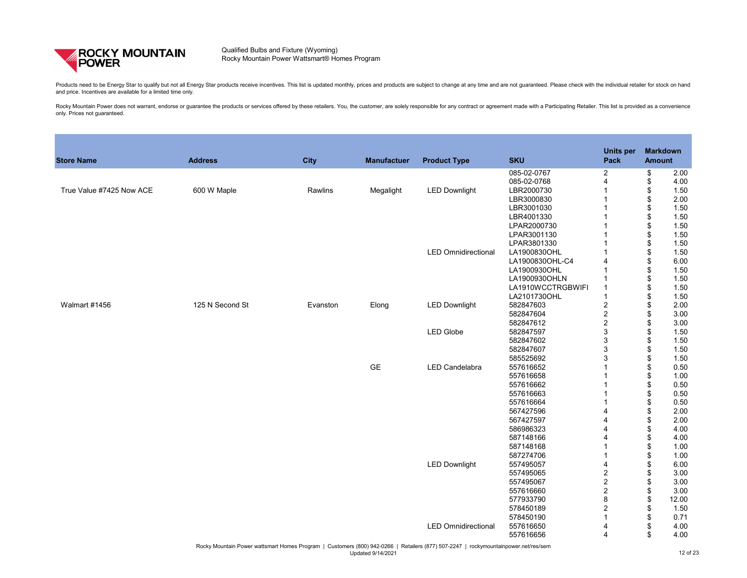ROCKY MOUNTAIN POWER

Qualified Bulbs and Fixture (Wyoming)
Rocky Mountain Power Wattsmart® Homes Program

Products need to be Energy Star to qualify but not all Energy Star products receive incentives. This list is updated monthly, prices and products are subject to change at any time and are not guaranteed. Please check with the individual retailer for stock on hand and price. Incentives are available for a limited time only.

Rocky Mountain Power does not warrant, endorse or guarantee the products or services offered by these retailers. You, the customer, are solely responsible for any contract or agreement made with a Participating Retailer. This list is provided as a convenience only. Prices not guaranteed.

| Store Name | Address | City | Manufactuer | Product Type | SKU | Units per Pack | Markdown Amount |
|---|---|---|---|---|---|---|---|
| | | | | | 085-02-0767 | 2 | $ 2.00 |
| | | | | | 085-02-0768 | 4 | $ 4.00 |
| True Value #7425 Now ACE | 600 W Maple | Rawlins | Megalight | LED Downlight | LBR2000730 | 1 | $ 1.50 |
| | | | | | LBR3000830 | 1 | $ 2.00 |
| | | | | | LBR3001030 | 1 | $ 1.50 |
| | | | | | LBR4001330 | 1 | $ 1.50 |
| | | | | | LPAR2000730 | 1 | $ 1.50 |
| | | | | | LPAR3001130 | 1 | $ 1.50 |
| | | | | | LPAR3801330 | 1 | $ 1.50 |
| | | | | LED Omnidirectional | LA1900830OHL | 1 | $ 1.50 |
| | | | | | LA1900830OHL-C4 | 4 | $ 6.00 |
| | | | | | LA1900930OHL | 1 | $ 1.50 |
| | | | | | LA1900930OHLN | 1 | $ 1.50 |
| | | | | | LA1910WCCTRGBWIFI | 1 | $ 1.50 |
| | | | | | LA2101730OHL | 1 | $ 1.50 |
| Walmart #1456 | 125 N Second St | Evanston | Elong | LED Downlight | 582847603 | 2 | $ 2.00 |
| | | | | | 582847604 | 2 | $ 3.00 |
| | | | | | 582847612 | 2 | $ 3.00 |
| | | | | LED Globe | 582847597 | 3 | $ 1.50 |
| | | | | | 582847602 | 3 | $ 1.50 |
| | | | | | 582847607 | 3 | $ 1.50 |
| | | | | | 585525692 | 3 | $ 1.50 |
| | | | GE | LED Candelabra | 557616652 | 1 | $ 0.50 |
| | | | | | 557616658 | 1 | $ 1.00 |
| | | | | | 557616662 | 1 | $ 0.50 |
| | | | | | 557616663 | 1 | $ 0.50 |
| | | | | | 557616664 | 1 | $ 0.50 |
| | | | | | 567427596 | 4 | $ 2.00 |
| | | | | | 567427597 | 4 | $ 2.00 |
| | | | | | 586986323 | 4 | $ 4.00 |
| | | | | | 587148166 | 4 | $ 4.00 |
| | | | | | 587148168 | 1 | $ 1.00 |
| | | | | | 587274706 | 1 | $ 1.00 |
| | | | | LED Downlight | 557495057 | 4 | $ 6.00 |
| | | | | | 557495065 | 2 | $ 3.00 |
| | | | | | 557495067 | 2 | $ 3.00 |
| | | | | | 557616660 | 2 | $ 3.00 |
| | | | | | 577933790 | 8 | $ 12.00 |
| | | | | | 578450189 | 2 | $ 1.50 |
| | | | | | 578450190 | 1 | $ 0.71 |
| | | | | LED Omnidirectional | 557616650 | 4 | $ 4.00 |
| | | | | | 557616656 | 4 | $ 4.00 |

Rocky Mountain Power wattsmart Homes Program | Customers (800) 942-0266 | Retailers (877) 507-2247 | rockymountainpower.net/res/sem
Updated 9/14/2021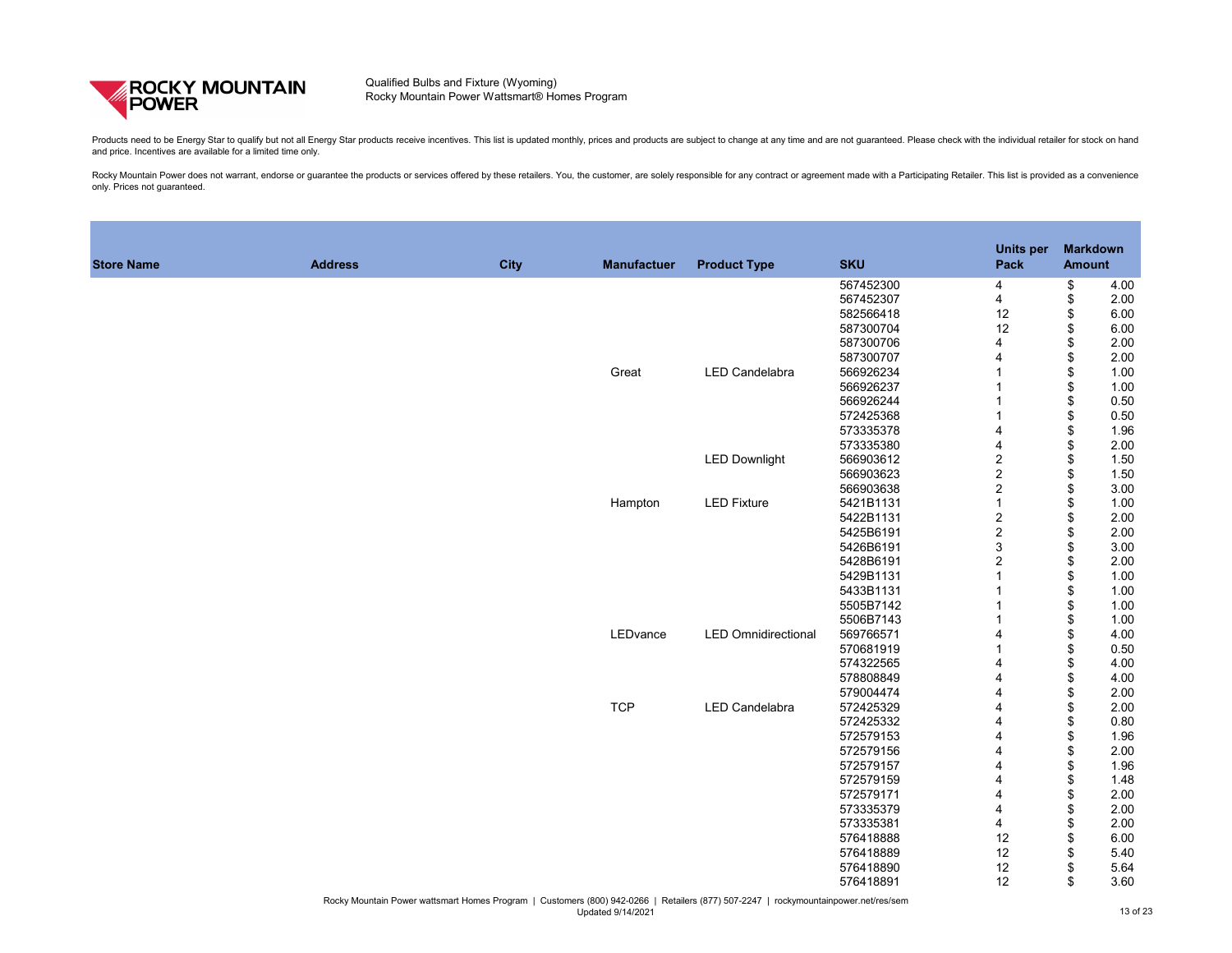Qualified Bulbs and Fixture (Wyoming)
Rocky Mountain Power Wattsmart® Homes Program

Products need to be Energy Star to qualify but not all Energy Star products receive incentives. This list is updated monthly, prices and products are subject to change at any time and are not guaranteed. Please check with the individual retailer for stock on hand and price. Incentives are available for a limited time only.

Rocky Mountain Power does not warrant, endorse or guarantee the products or services offered by these retailers. You, the customer, are solely responsible for any contract or agreement made with a Participating Retailer. This list is provided as a convenience only. Prices not guaranteed.

| Store Name | Address | City | Manufactuer | Product Type | SKU | Units per Pack | Markdown Amount |
|---|---|---|---|---|---|---|---|
| | | | | | 567452300 | 4 | $ 4.00 |
| | | | | | 567452307 | 4 | $ 2.00 |
| | | | | | 582566418 | 12 | $ 6.00 |
| | | | | | 587300704 | 12 | $ 6.00 |
| | | | | | 587300706 | 4 | $ 2.00 |
| | | | | | 587300707 | 4 | $ 2.00 |
| | | | Great | LED Candelabra | 566926234 | 1 | $ 1.00 |
| | | | | | 566926237 | 1 | $ 1.00 |
| | | | | | 566926244 | 1 | $ 0.50 |
| | | | | | 572425368 | 1 | $ 0.50 |
| | | | | | 573335378 | 4 | $ 1.96 |
| | | | | | 573335380 | 4 | $ 2.00 |
| | | | | LED Downlight | 566903612 | 2 | $ 1.50 |
| | | | | | 566903623 | 2 | $ 1.50 |
| | | | | | 566903638 | 2 | $ 3.00 |
| | | | Hampton | LED Fixture | 5421B1131 | 1 | $ 1.00 |
| | | | | | 5422B1131 | 2 | $ 2.00 |
| | | | | | 5425B6191 | 2 | $ 2.00 |
| | | | | | 5426B6191 | 3 | $ 3.00 |
| | | | | | 5428B6191 | 2 | $ 2.00 |
| | | | | | 5429B1131 | 1 | $ 1.00 |
| | | | | | 5433B1131 | 1 | $ 1.00 |
| | | | | | 5505B7142 | 1 | $ 1.00 |
| | | | | | 5506B7143 | 1 | $ 1.00 |
| | | | LEDvance | LED Omnidirectional | 569766571 | 4 | $ 4.00 |
| | | | | | 570681919 | 1 | $ 0.50 |
| | | | | | 574322565 | 4 | $ 4.00 |
| | | | | | 578808849 | 4 | $ 4.00 |
| | | | | | 579004474 | 4 | $ 2.00 |
| | | | TCP | LED Candelabra | 572425329 | 4 | $ 2.00 |
| | | | | | 572425332 | 4 | $ 0.80 |
| | | | | | 572579153 | 4 | $ 1.96 |
| | | | | | 572579156 | 4 | $ 2.00 |
| | | | | | 572579157 | 4 | $ 1.96 |
| | | | | | 572579159 | 4 | $ 1.48 |
| | | | | | 572579171 | 4 | $ 2.00 |
| | | | | | 573335379 | 4 | $ 2.00 |
| | | | | | 573335381 | 4 | $ 2.00 |
| | | | | | 576418888 | 12 | $ 6.00 |
| | | | | | 576418889 | 12 | $ 5.40 |
| | | | | | 576418890 | 12 | $ 5.64 |
| | | | | | 576418891 | 12 | $ 3.60 |

Rocky Mountain Power wattsmart Homes Program | Customers (800) 942-0266 | Retailers (877) 507-2247 | rockymountainpower.net/res/sem
Updated 9/14/2021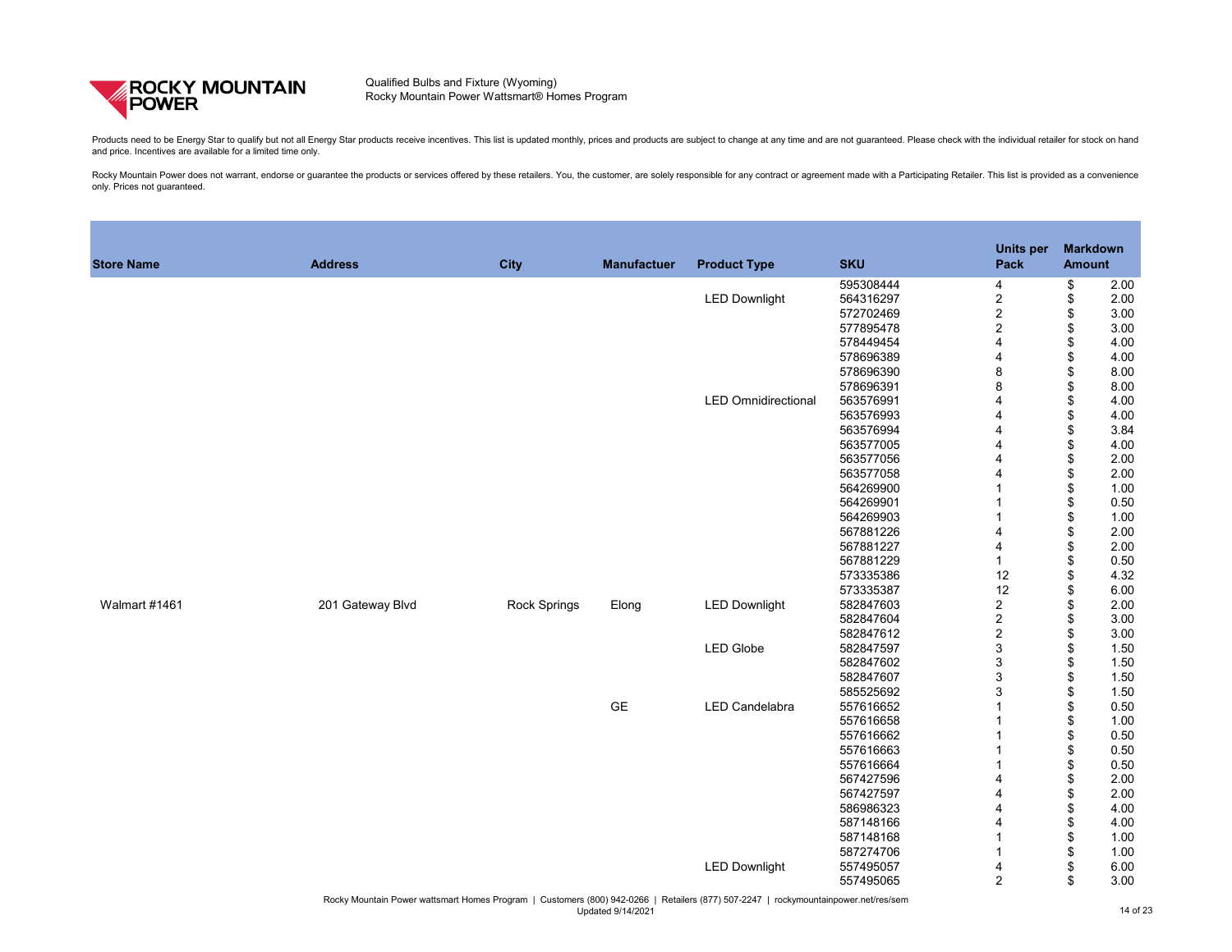ROCKY MOUNTAIN POWER

Qualified Bulbs and Fixture (Wyoming)
Rocky Mountain Power Wattsmart® Homes Program

Products need to be Energy Star to qualify but not all Energy Star products receive incentives. This list is updated monthly, prices and products are subject to change at any time and are not guaranteed. Please check with the individual retailer for stock on hand and price. Incentives are available for a limited time only.

Rocky Mountain Power does not warrant, endorse or guarantee the products or services offered by these retailers. You, the customer, are solely responsible for any contract or agreement made with a Participating Retailer. This list is provided as a convenience only. Prices not guaranteed.

| Store Name | Address | City | Manufactuer | Product Type | SKU | Units per Pack | Markdown Amount |
|---|---|---|---|---|---|---|---|
| | | | | | 595308444 | 4 | $ 2.00 |
| | | | | LED Downlight | 564316297 | 2 | $ 2.00 |
| | | | | | 572702469 | 2 | $ 3.00 |
| | | | | | 577895478 | 2 | $ 3.00 |
| | | | | | 578449454 | 4 | $ 4.00 |
| | | | | | 578696389 | 4 | $ 4.00 |
| | | | | | 578696390 | 8 | $ 8.00 |
| | | | | | 578696391 | 8 | $ 8.00 |
| | | | | LED Omnidirectional | 563576991 | 4 | $ 4.00 |
| | | | | | 563576993 | 4 | $ 4.00 |
| | | | | | 563576994 | 4 | $ 3.84 |
| | | | | | 563577005 | 4 | $ 4.00 |
| | | | | | 563577056 | 4 | $ 2.00 |
| | | | | | 563577058 | 4 | $ 2.00 |
| | | | | | 564269900 | 1 | $ 1.00 |
| | | | | | 564269901 | 1 | $ 0.50 |
| | | | | | 564269903 | 1 | $ 1.00 |
| | | | | | 567881226 | 4 | $ 2.00 |
| | | | | | 567881227 | 4 | $ 2.00 |
| | | | | | 567881229 | 1 | $ 0.50 |
| | | | | | 573335386 | 12 | $ 4.32 |
| | | | | | 573335387 | 12 | $ 6.00 |
| Walmart #1461 | 201 Gateway Blvd | Rock Springs | Elong | LED Downlight | 582847603 | 2 | $ 2.00 |
| | | | | | 582847604 | 2 | $ 3.00 |
| | | | | | 582847612 | 2 | $ 3.00 |
| | | | | LED Globe | 582847597 | 3 | $ 1.50 |
| | | | | | 582847602 | 3 | $ 1.50 |
| | | | | | 582847607 | 3 | $ 1.50 |
| | | | | | 585525692 | 3 | $ 1.50 |
| | | | GE | LED Candelabra | 557616652 | 1 | $ 0.50 |
| | | | | | 557616658 | 1 | $ 1.00 |
| | | | | | 557616662 | 1 | $ 0.50 |
| | | | | | 557616663 | 1 | $ 0.50 |
| | | | | | 557616664 | 1 | $ 0.50 |
| | | | | | 567427596 | 4 | $ 2.00 |
| | | | | | 567427597 | 4 | $ 2.00 |
| | | | | | 586986323 | 4 | $ 4.00 |
| | | | | | 587148166 | 4 | $ 4.00 |
| | | | | | 587148168 | 1 | $ 1.00 |
| | | | | | 587274706 | 1 | $ 1.00 |
| | | | | LED Downlight | 557495057 | 4 | $ 6.00 |
| | | | | | 557495065 | 2 | $ 3.00 |

Rocky Mountain Power wattsmart Homes Program | Customers (800) 942-0266 | Retailers (877) 507-2247 | rockymountainpower.net/res/sem
Updated 9/14/2021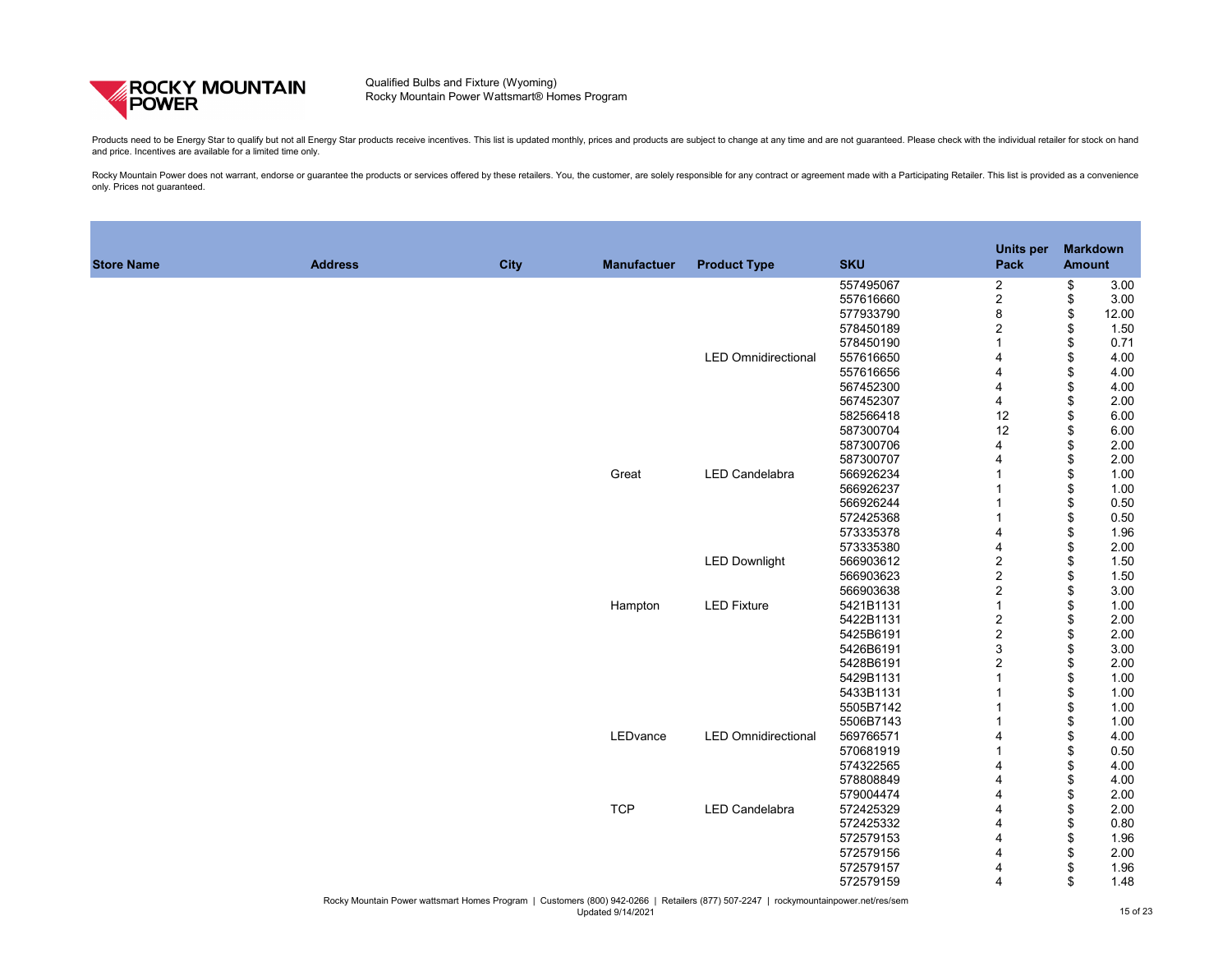Qualified Bulbs and Fixture (Wyoming)
Rocky Mountain Power Wattsmart® Homes Program

Products need to be Energy Star to qualify but not all Energy Star products receive incentives. This list is updated monthly, prices and products are subject to change at any time and are not guaranteed. Please check with the individual retailer for stock on hand and price. Incentives are available for a limited time only.

Rocky Mountain Power does not warrant, endorse or guarantee the products or services offered by these retailers. You, the customer, are solely responsible for any contract or agreement made with a Participating Retailer. This list is provided as a convenience only. Prices not guaranteed.

| Store Name | Address | City | Manufactuer | Product Type | SKU | Units per Pack | Markdown Amount |
|---|---|---|---|---|---|---|---|
| | | | | | 557495067 | 2 | $ 3.00 |
| | | | | | 557616660 | 2 | $ 3.00 |
| | | | | | 577933790 | 8 | $ 12.00 |
| | | | | | 578450189 | 2 | $ 1.50 |
| | | | | | 578450190 | 1 | $ 0.71 |
| | | | | LED Omnidirectional | 557616650 | 4 | $ 4.00 |
| | | | | | 557616656 | 4 | $ 4.00 |
| | | | | | 567452300 | 4 | $ 4.00 |
| | | | | | 567452307 | 4 | $ 2.00 |
| | | | | | 582566418 | 12 | $ 6.00 |
| | | | | | 587300704 | 12 | $ 6.00 |
| | | | | | 587300706 | 4 | $ 2.00 |
| | | | | | 587300707 | 4 | $ 2.00 |
| | | | Great | LED Candelabra | 566926234 | 1 | $ 1.00 |
| | | | | | 566926237 | 1 | $ 1.00 |
| | | | | | 566926244 | 1 | $ 0.50 |
| | | | | | 572425368 | 1 | $ 0.50 |
| | | | | | 573335378 | 4 | $ 1.96 |
| | | | | | 573335380 | 4 | $ 2.00 |
| | | | | LED Downlight | 566903612 | 2 | $ 1.50 |
| | | | | | 566903623 | 2 | $ 1.50 |
| | | | | | 566903638 | 2 | $ 3.00 |
| | | | Hampton | LED Fixture | 5421B1131 | 1 | $ 1.00 |
| | | | | | 5422B1131 | 2 | $ 2.00 |
| | | | | | 5425B6191 | 2 | $ 2.00 |
| | | | | | 5426B6191 | 3 | $ 3.00 |
| | | | | | 5428B6191 | 2 | $ 2.00 |
| | | | | | 5429B1131 | 1 | $ 1.00 |
| | | | | | 5433B1131 | 1 | $ 1.00 |
| | | | | | 5505B7142 | 1 | $ 1.00 |
| | | | | | 5506B7143 | 1 | $ 1.00 |
| | | | LEDvance | LED Omnidirectional | 569766571 | 4 | $ 4.00 |
| | | | | | 570681919 | 1 | $ 0.50 |
| | | | | | 574322565 | 4 | $ 4.00 |
| | | | | | 578808849 | 4 | $ 4.00 |
| | | | | | 579004474 | 4 | $ 2.00 |
| | | | TCP | LED Candelabra | 572425329 | 4 | $ 2.00 |
| | | | | | 572425332 | 4 | $ 0.80 |
| | | | | | 572579153 | 4 | $ 1.96 |
| | | | | | 572579156 | 4 | $ 2.00 |
| | | | | | 572579157 | 4 | $ 1.96 |
| | | | | | 572579159 | 4 | $ 1.48 |

Rocky Mountain Power wattsmart Homes Program | Customers (800) 942-0266 | Retailers (877) 507-2247 | rockymountainpower.net/res/sem
Updated 9/14/2021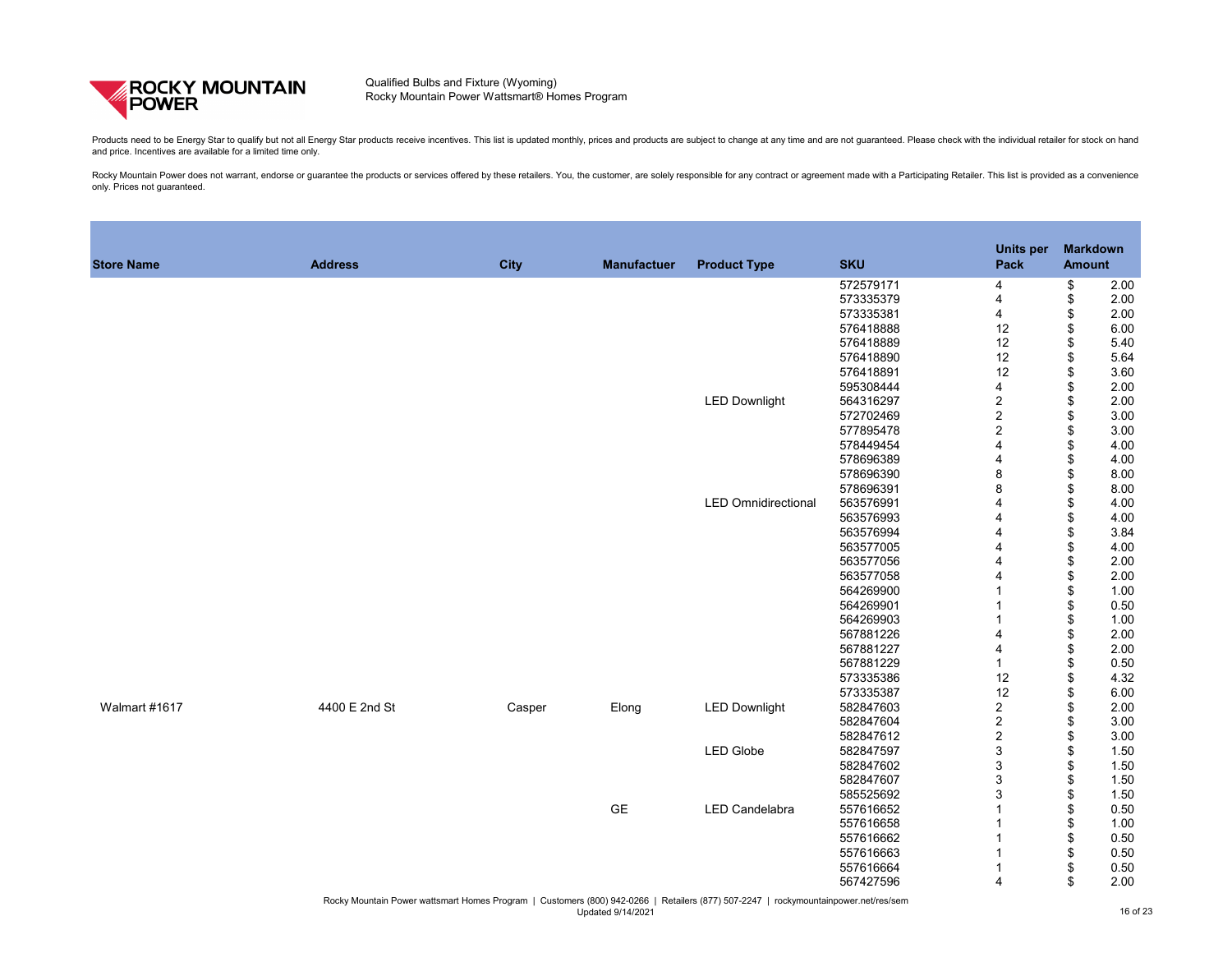Qualified Bulbs and Fixture (Wyoming)
Rocky Mountain Power Wattsmart® Homes Program

Products need to be Energy Star to qualify but not all Energy Star products receive incentives. This list is updated monthly, prices and products are subject to change at any time and are not guaranteed. Please check with the individual retailer for stock on hand and price. Incentives are available for a limited time only.

Rocky Mountain Power does not warrant, endorse or guarantee the products or services offered by these retailers. You, the customer, are solely responsible for any contract or agreement made with a Participating Retailer. This list is provided as a convenience only. Prices not guaranteed.

| Store Name | Address | City | Manufactuer | Product Type | SKU | Units per Pack | Markdown Amount |
|---|---|---|---|---|---|---|---|
| | | | | | 572579171 | 4 | $ 2.00 |
| | | | | | 573335379 | 4 | $ 2.00 |
| | | | | | 573335381 | 4 | $ 2.00 |
| | | | | | 576418888 | 12 | $ 6.00 |
| | | | | | 576418889 | 12 | $ 5.40 |
| | | | | | 576418890 | 12 | $ 5.64 |
| | | | | | 576418891 | 12 | $ 3.60 |
| | | | | | 595308444 | 4 | $ 2.00 |
| | | | | LED Downlight | 564316297 | 2 | $ 2.00 |
| | | | | | 572702469 | 2 | $ 3.00 |
| | | | | | 577895478 | 2 | $ 3.00 |
| | | | | | 578449454 | 4 | $ 4.00 |
| | | | | | 578696389 | 4 | $ 4.00 |
| | | | | | 578696390 | 8 | $ 8.00 |
| | | | | | 578696391 | 8 | $ 8.00 |
| | | | | LED Omnidirectional | 563576991 | 4 | $ 4.00 |
| | | | | | 563576993 | 4 | $ 4.00 |
| | | | | | 563576994 | 4 | $ 3.84 |
| | | | | | 563577005 | 4 | $ 4.00 |
| | | | | | 563577056 | 4 | $ 2.00 |
| | | | | | 563577058 | 4 | $ 2.00 |
| | | | | | 564269900 | 1 | $ 1.00 |
| | | | | | 564269901 | 1 | $ 0.50 |
| | | | | | 564269903 | 1 | $ 1.00 |
| | | | | | 567881226 | 4 | $ 2.00 |
| | | | | | 567881227 | 4 | $ 2.00 |
| | | | | | 567881229 | 1 | $ 0.50 |
| | | | | | 573335386 | 12 | $ 4.32 |
| | | | | | 573335387 | 12 | $ 6.00 |
| Walmart #1617 | 4400 E 2nd St | Casper | Elong | LED Downlight | 582847603 | 2 | $ 2.00 |
| | | | | | 582847604 | 2 | $ 3.00 |
| | | | | | 582847612 | 2 | $ 3.00 |
| | | | | LED Globe | 582847597 | 3 | $ 1.50 |
| | | | | | 582847602 | 3 | $ 1.50 |
| | | | | | 582847607 | 3 | $ 1.50 |
| | | | | | 585525692 | 3 | $ 1.50 |
| | | | GE | LED Candelabra | 557616652 | 1 | $ 0.50 |
| | | | | | 557616658 | 1 | $ 1.00 |
| | | | | | 557616662 | 1 | $ 0.50 |
| | | | | | 557616663 | 1 | $ 0.50 |
| | | | | | 557616664 | 1 | $ 0.50 |
| | | | | | 567427596 | 4 | $ 2.00 |

Rocky Mountain Power wattsmart Homes Program | Customers (800) 942-0266 | Retailers (877) 507-2247 | rockymountainpower.net/res/sem
Updated 9/14/2021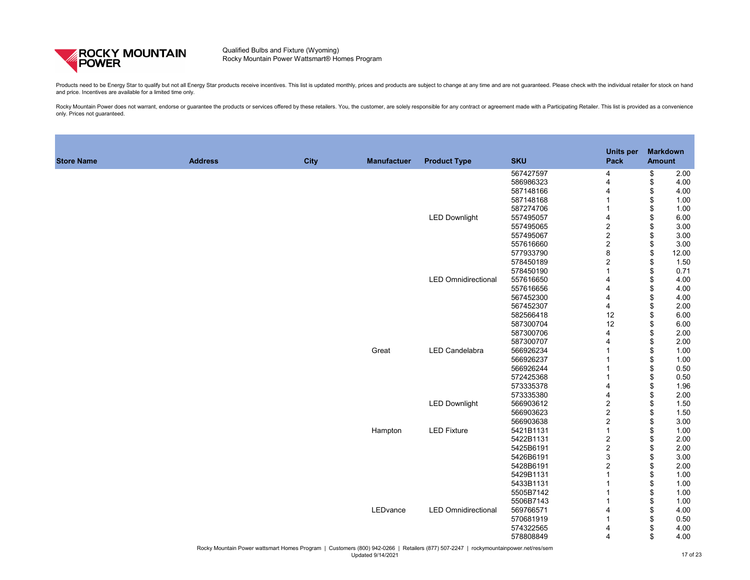ROCKY MOUNTAIN POWER

Qualified Bulbs and Fixture (Wyoming)
Rocky Mountain Power Wattsmart® Homes Program

Products need to be Energy Star to qualify but not all Energy Star products receive incentives. This list is updated monthly, prices and products are subject to change at any time and are not guaranteed. Please check with the individual retailer for stock on hand and price. Incentives are available for a limited time only.

Rocky Mountain Power does not warrant, endorse or guarantee the products or services offered by these retailers. You, the customer, are solely responsible for any contract or agreement made with a Participating Retailer. This list is provided as a convenience only. Prices not guaranteed.

| Store Name | Address | City | Manufactuer | Product Type | SKU | Units per Pack | Markdown Amount |
|---|---|---|---|---|---|---|---|
| | | | | | 567427597 | 4 | $ 2.00 |
| | | | | | 586986323 | 4 | $ 4.00 |
| | | | | | 587148166 | 4 | $ 4.00 |
| | | | | | 587148168 | 1 | $ 1.00 |
| | | | | | 587274706 | 1 | $ 1.00 |
| | | | | LED Downlight | 557495057 | 4 | $ 6.00 |
| | | | | | 557495065 | 2 | $ 3.00 |
| | | | | | 557495067 | 2 | $ 3.00 |
| | | | | | 557616660 | 2 | $ 3.00 |
| | | | | | 577933790 | 8 | $ 12.00 |
| | | | | | 578450189 | 2 | $ 1.50 |
| | | | | | 578450190 | 1 | $ 0.71 |
| | | | | LED Omnidirectional | 557616650 | 4 | $ 4.00 |
| | | | | | 557616656 | 4 | $ 4.00 |
| | | | | | 567452300 | 4 | $ 4.00 |
| | | | | | 567452307 | 4 | $ 2.00 |
| | | | | | 582566418 | 12 | $ 6.00 |
| | | | | | 587300704 | 12 | $ 6.00 |
| | | | | | 587300706 | 4 | $ 2.00 |
| | | | | | 587300707 | 4 | $ 2.00 |
| | | | Great | LED Candelabra | 566926234 | 1 | $ 1.00 |
| | | | | | 566926237 | 1 | $ 1.00 |
| | | | | | 566926244 | 1 | $ 0.50 |
| | | | | | 572425368 | 1 | $ 0.50 |
| | | | | | 573335378 | 4 | $ 1.96 |
| | | | | | 573335380 | 4 | $ 2.00 |
| | | | | LED Downlight | 566903612 | 2 | $ 1.50 |
| | | | | | 566903623 | 2 | $ 1.50 |
| | | | | | 566903638 | 2 | $ 3.00 |
| | | | Hampton | LED Fixture | 5421B1131 | 1 | $ 1.00 |
| | | | | | 5422B1131 | 2 | $ 2.00 |
| | | | | | 5425B6191 | 2 | $ 2.00 |
| | | | | | 5426B6191 | 3 | $ 3.00 |
| | | | | | 5428B6191 | 2 | $ 2.00 |
| | | | | | 5429B1131 | 1 | $ 1.00 |
| | | | | | 5433B1131 | 1 | $ 1.00 |
| | | | | | 5505B7142 | 1 | $ 1.00 |
| | | | | | 5506B7143 | 1 | $ 1.00 |
| | | | LEDvance | LED Omnidirectional | 569766571 | 4 | $ 4.00 |
| | | | | | 570681919 | 1 | $ 0.50 |
| | | | | | 574322565 | 4 | $ 4.00 |
| | | | | | 578808849 | 4 | $ 4.00 |

Rocky Mountain Power wattsmart Homes Program | Customers (800) 942-0266 | Retailers (877) 507-2247 | rockymountainpower.net/res/sem
Updated 9/14/2021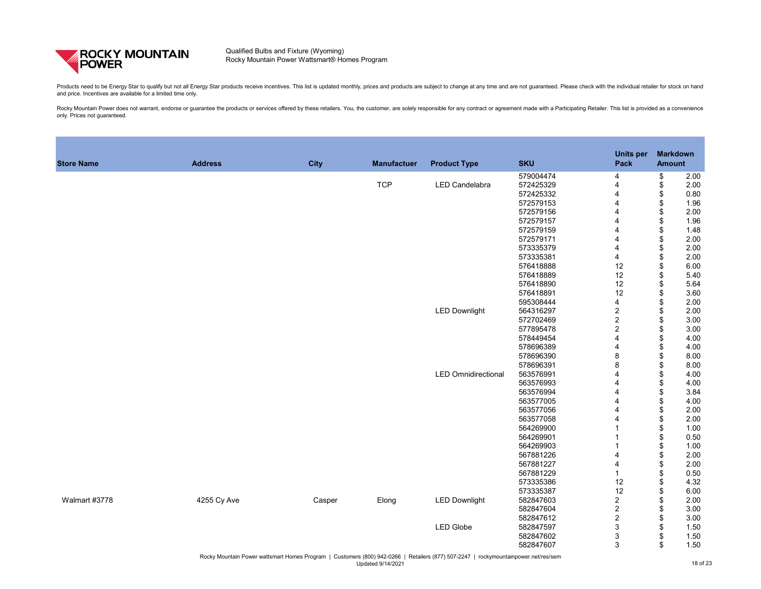ROCKY MOUNTAIN POWER

Qualified Bulbs and Fixture (Wyoming)
Rocky Mountain Power Wattsmart® Homes Program

Products need to be Energy Star to qualify but not all Energy Star products receive incentives. This list is updated monthly, prices and products are subject to change at any time and are not guaranteed. Please check with the individual retailer for stock on hand and price. Incentives are available for a limited time only.

Rocky Mountain Power does not warrant, endorse or guarantee the products or services offered by these retailers. You, the customer, are solely responsible for any contract or agreement made with a Participating Retailer. This list is provided as a convenience only. Prices not guaranteed.

| Store Name | Address | City | Manufactuer | Product Type | SKU | Units per Pack | Markdown Amount |
|---|---|---|---|---|---|---|---|
| | | | | | 579004474 | 4 | $ 2.00 |
| | | | TCP | LED Candelabra | 572425329 | 4 | $ 2.00 |
| | | | | | 572425332 | 4 | $ 0.80 |
| | | | | | 572579153 | 4 | $ 1.96 |
| | | | | | 572579156 | 4 | $ 2.00 |
| | | | | | 572579157 | 4 | $ 1.96 |
| | | | | | 572579159 | 4 | $ 1.48 |
| | | | | | 572579171 | 4 | $ 2.00 |
| | | | | | 573335379 | 4 | $ 2.00 |
| | | | | | 573335381 | 4 | $ 2.00 |
| | | | | | 576418888 | 12 | $ 6.00 |
| | | | | | 576418889 | 12 | $ 5.40 |
| | | | | | 576418890 | 12 | $ 5.64 |
| | | | | | 576418891 | 12 | $ 3.60 |
| | | | | | 595308444 | 4 | $ 2.00 |
| | | | | LED Downlight | 564316297 | 2 | $ 2.00 |
| | | | | | 572702469 | 2 | $ 3.00 |
| | | | | | 577895478 | 2 | $ 3.00 |
| | | | | | 578449454 | 4 | $ 4.00 |
| | | | | | 578696389 | 4 | $ 4.00 |
| | | | | | 578696390 | 8 | $ 8.00 |
| | | | | | 578696391 | 8 | $ 8.00 |
| | | | | LED Omnidirectional | 563576991 | 4 | $ 4.00 |
| | | | | | 563576993 | 4 | $ 4.00 |
| | | | | | 563576994 | 4 | $ 3.84 |
| | | | | | 563577005 | 4 | $ 4.00 |
| | | | | | 563577056 | 4 | $ 2.00 |
| | | | | | 563577058 | 4 | $ 2.00 |
| | | | | | 564269900 | 1 | $ 1.00 |
| | | | | | 564269901 | 1 | $ 0.50 |
| | | | | | 564269903 | 1 | $ 1.00 |
| | | | | | 567881226 | 4 | $ 2.00 |
| | | | | | 567881227 | 4 | $ 2.00 |
| | | | | | 567881229 | 1 | $ 0.50 |
| | | | | | 573335386 | 12 | $ 4.32 |
| | | | | | 573335387 | 12 | $ 6.00 |
| Walmart #3778 | 4255 Cy Ave | Casper | Elong | LED Downlight | 582847603 | 2 | $ 2.00 |
| | | | | | 582847604 | 2 | $ 3.00 |
| | | | | | 582847612 | 2 | $ 3.00 |
| | | | | LED Globe | 582847597 | 3 | $ 1.50 |
| | | | | | 582847602 | 3 | $ 1.50 |
| | | | | | 582847607 | 3 | $ 1.50 |

Rocky Mountain Power wattsmart Homes Program | Customers (800) 942-0266 | Retailers (877) 507-2247 | rockymountainpower.net/res/sem
Updated 9/14/2021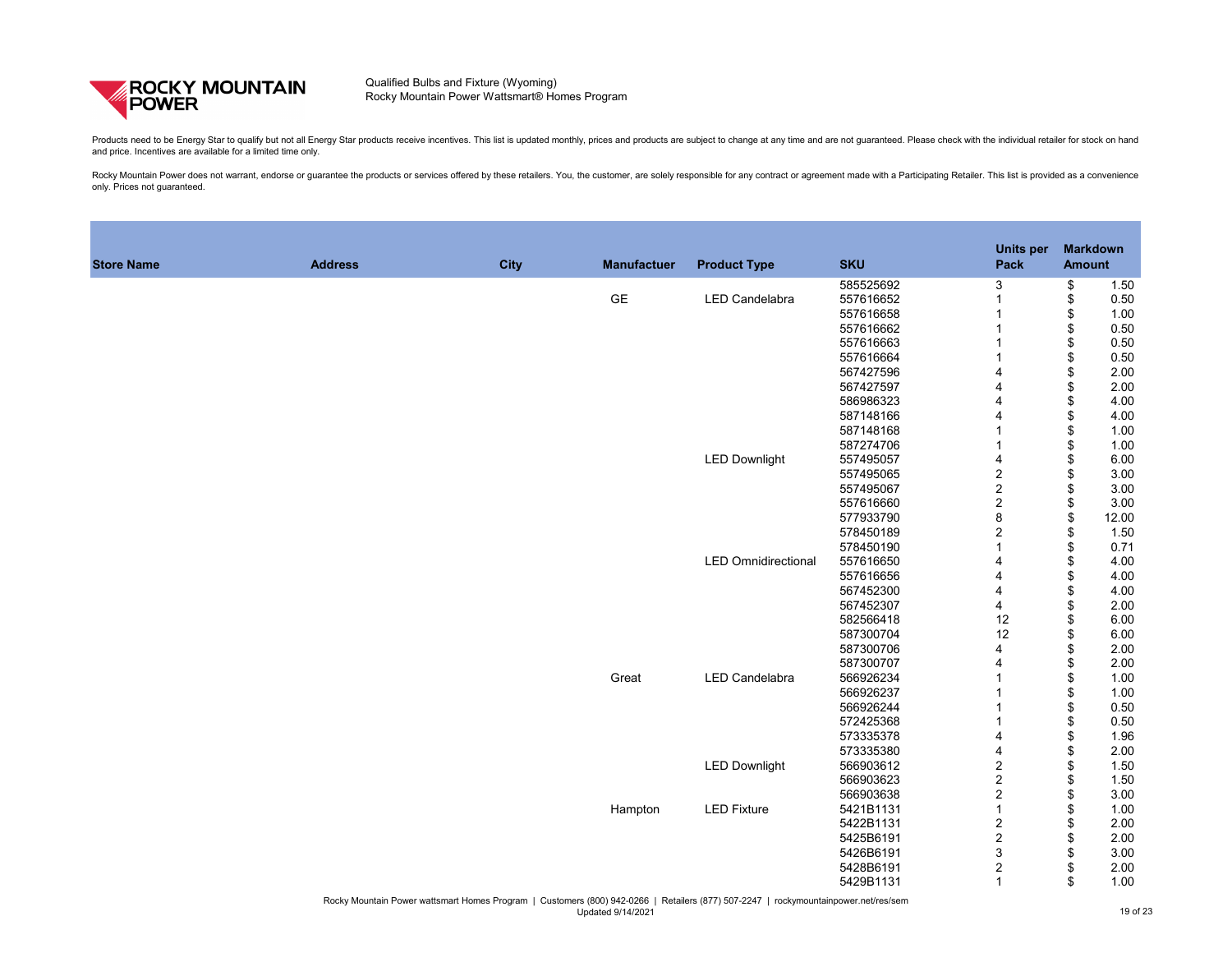ROCKY MOUNTAIN POWER

Qualified Bulbs and Fixture (Wyoming)
Rocky Mountain Power Wattsmart® Homes Program

Products need to be Energy Star to qualify but not all Energy Star products receive incentives. This list is updated monthly, prices and products are subject to change at any time and are not guaranteed. Please check with the individual retailer for stock on hand and price. Incentives are available for a limited time only.

Rocky Mountain Power does not warrant, endorse or guarantee the products or services offered by these retailers. You, the customer, are solely responsible for any contract or agreement made with a Participating Retailer. This list is provided as a convenience only. Prices not guaranteed.

| Store Name | Address | City | Manufactuer | Product Type | SKU | Units per Pack | Markdown Amount |
|---|---|---|---|---|---|---|---|
| | | | | | 585525692 | 3 | $ 1.50 |
| | | | GE | LED Candelabra | 557616652 | 1 | $ 0.50 |
| | | | | | 557616658 | 1 | $ 1.00 |
| | | | | | 557616662 | 1 | $ 0.50 |
| | | | | | 557616663 | 1 | $ 0.50 |
| | | | | | 557616664 | 1 | $ 0.50 |
| | | | | | 567427596 | 4 | $ 2.00 |
| | | | | | 567427597 | 4 | $ 2.00 |
| | | | | | 586986323 | 4 | $ 4.00 |
| | | | | | 587148166 | 4 | $ 4.00 |
| | | | | | 587148168 | 1 | $ 1.00 |
| | | | | | 587274706 | 1 | $ 1.00 |
| | | | | LED Downlight | 557495057 | 4 | $ 6.00 |
| | | | | | 557495065 | 2 | $ 3.00 |
| | | | | | 557495067 | 2 | $ 3.00 |
| | | | | | 557616660 | 2 | $ 3.00 |
| | | | | | 577933790 | 8 | $ 12.00 |
| | | | | | 578450189 | 2 | $ 1.50 |
| | | | | | 578450190 | 1 | $ 0.71 |
| | | | | LED Omnidirectional | 557616650 | 4 | $ 4.00 |
| | | | | | 557616656 | 4 | $ 4.00 |
| | | | | | 567452300 | 4 | $ 4.00 |
| | | | | | 567452307 | 4 | $ 2.00 |
| | | | | | 582566418 | 12 | $ 6.00 |
| | | | | | 587300704 | 12 | $ 6.00 |
| | | | | | 587300706 | 4 | $ 2.00 |
| | | | | | 587300707 | 4 | $ 2.00 |
| | | | Great | LED Candelabra | 566926234 | 1 | $ 1.00 |
| | | | | | 566926237 | 1 | $ 1.00 |
| | | | | | 566926244 | 1 | $ 0.50 |
| | | | | | 572425368 | 1 | $ 0.50 |
| | | | | | 573335378 | 4 | $ 1.96 |
| | | | | | 573335380 | 4 | $ 2.00 |
| | | | | LED Downlight | 566903612 | 2 | $ 1.50 |
| | | | | | 566903623 | 2 | $ 1.50 |
| | | | | | 566903638 | 2 | $ 3.00 |
| | | | Hampton | LED Fixture | 5421B1131 | 1 | $ 1.00 |
| | | | | | 5422B1131 | 2 | $ 2.00 |
| | | | | | 5425B6191 | 2 | $ 2.00 |
| | | | | | 5426B6191 | 3 | $ 3.00 |
| | | | | | 5428B6191 | 2 | $ 2.00 |
| | | | | | 5429B1131 | 1 | $ 1.00 |

Rocky Mountain Power wattsmart Homes Program | Customers (800) 942-0266 | Retailers (877) 507-2247 | rockymountainpower.net/res/sem
Updated 9/14/2021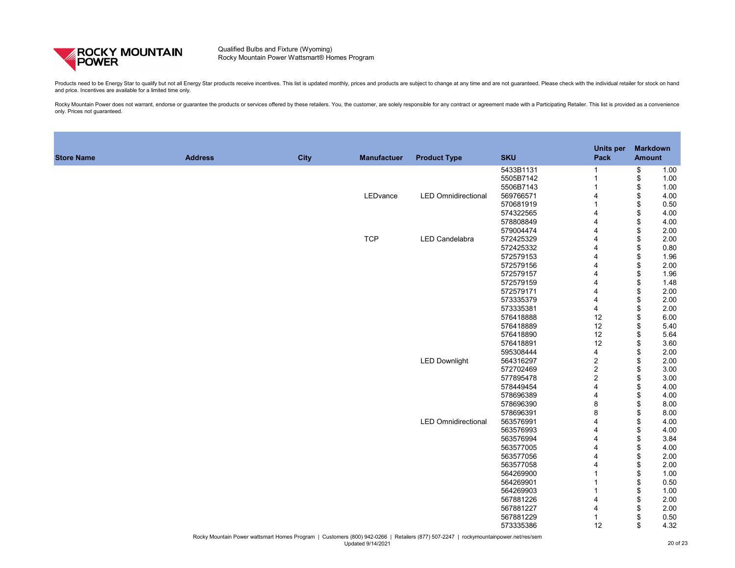Qualified Bulbs and Fixture (Wyoming)
Rocky Mountain Power Wattsmart® Homes Program

Products need to be Energy Star to qualify but not all Energy Star products receive incentives. This list is updated monthly, prices and products are subject to change at any time and are not guaranteed. Please check with the individual retailer for stock on hand and price. Incentives are available for a limited time only.

Rocky Mountain Power does not warrant, endorse or guarantee the products or services offered by these retailers. You, the customer, are solely responsible for any contract or agreement made with a Participating Retailer. This list is provided as a convenience only. Prices not guaranteed.

| Store Name | Address | City | Manufactuer | Product Type | SKU | Units per Pack | Markdown Amount |
|---|---|---|---|---|---|---|---|
| | | | | | 5433B1131 | 1 | $ 1.00 |
| | | | | | 5505B7142 | 1 | $ 1.00 |
| | | | | | 5506B7143 | 1 | $ 1.00 |
| | | | LEDvance | LED Omnidirectional | 569766571 | 4 | $ 4.00 |
| | | | | | 570681919 | 1 | $ 0.50 |
| | | | | | 574322565 | 4 | $ 4.00 |
| | | | | | 578808849 | 4 | $ 4.00 |
| | | | | | 579004474 | 4 | $ 2.00 |
| | | | TCP | LED Candelabra | 572425329 | 4 | $ 2.00 |
| | | | | | 572425332 | 4 | $ 0.80 |
| | | | | | 572579153 | 4 | $ 1.96 |
| | | | | | 572579156 | 4 | $ 2.00 |
| | | | | | 572579157 | 4 | $ 1.96 |
| | | | | | 572579159 | 4 | $ 1.48 |
| | | | | | 572579171 | 4 | $ 2.00 |
| | | | | | 573335379 | 4 | $ 2.00 |
| | | | | | 573335381 | 4 | $ 2.00 |
| | | | | | 576418888 | 12 | $ 6.00 |
| | | | | | 576418889 | 12 | $ 5.40 |
| | | | | | 576418890 | 12 | $ 5.64 |
| | | | | | 576418891 | 12 | $ 3.60 |
| | | | | | 595308444 | 4 | $ 2.00 |
| | | | | LED Downlight | 564316297 | 2 | $ 2.00 |
| | | | | | 572702469 | 2 | $ 3.00 |
| | | | | | 577895478 | 2 | $ 3.00 |
| | | | | | 578449454 | 4 | $ 4.00 |
| | | | | | 578696389 | 4 | $ 4.00 |
| | | | | | 578696390 | 8 | $ 8.00 |
| | | | | | 578696391 | 8 | $ 8.00 |
| | | | | LED Omnidirectional | 563576991 | 4 | $ 4.00 |
| | | | | | 563576993 | 4 | $ 4.00 |
| | | | | | 563576994 | 4 | $ 3.84 |
| | | | | | 563577005 | 4 | $ 4.00 |
| | | | | | 563577056 | 4 | $ 2.00 |
| | | | | | 563577058 | 4 | $ 2.00 |
| | | | | | 564269900 | 1 | $ 1.00 |
| | | | | | 564269901 | 1 | $ 0.50 |
| | | | | | 564269903 | 1 | $ 1.00 |
| | | | | | 567881226 | 4 | $ 2.00 |
| | | | | | 567881227 | 4 | $ 2.00 |
| | | | | | 567881229 | 1 | $ 0.50 |
| | | | | | 573335386 | 12 | $ 4.32 |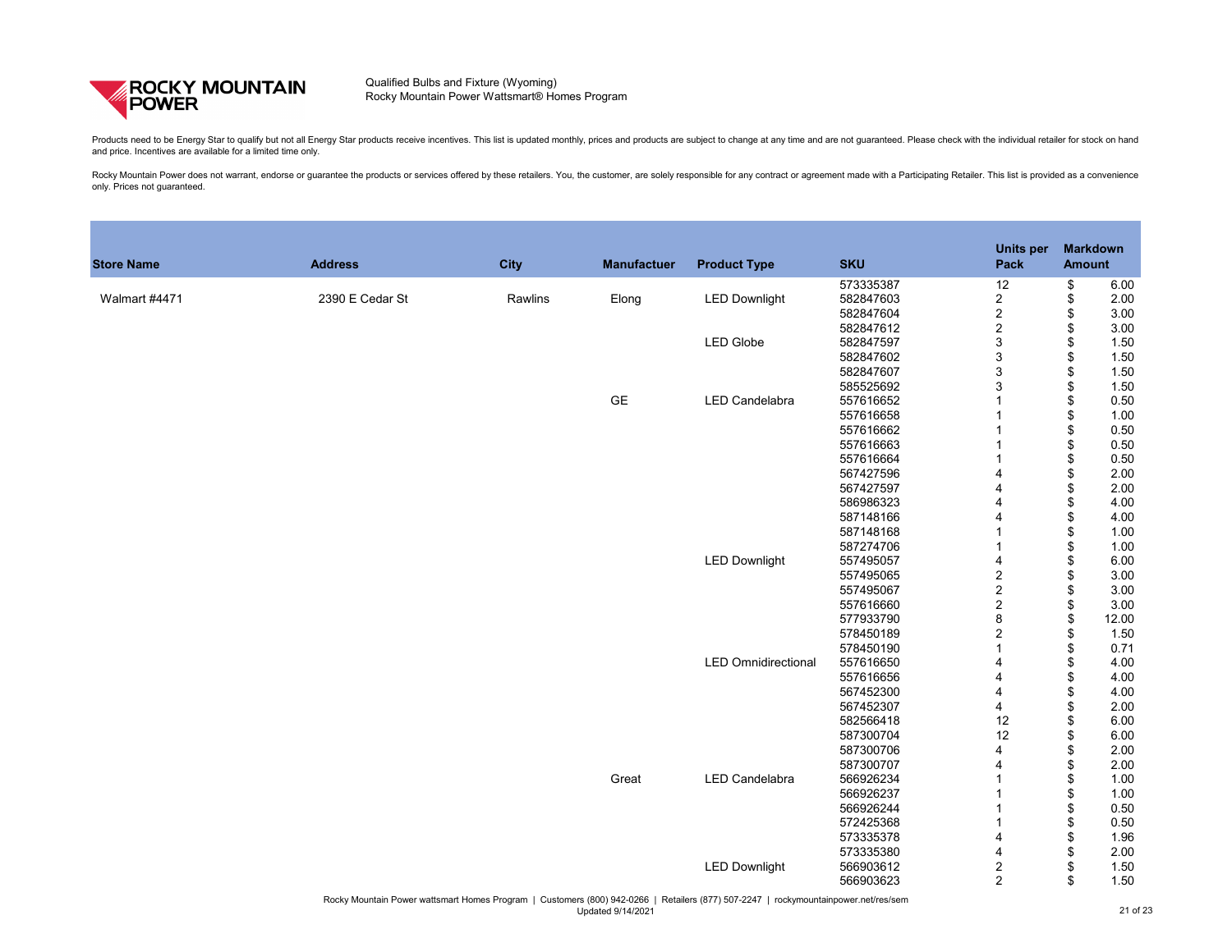Qualified Bulbs and Fixture (Wyoming)
Rocky Mountain Power Wattsmart® Homes Program

Products need to be Energy Star to qualify but not all Energy Star products receive incentives. This list is updated monthly, prices and products are subject to change at any time and are not guaranteed. Please check with the individual retailer for stock on hand and price. Incentives are available for a limited time only.

Rocky Mountain Power does not warrant, endorse or guarantee the products or services offered by these retailers. You, the customer, are solely responsible for any contract or agreement made with a Participating Retailer. This list is provided as a convenience only. Prices not guaranteed.

| Store Name | Address | City | Manufactuer | Product Type | SKU | Units per Pack | Markdown Amount |
|---|---|---|---|---|---|---|---|
| | | | | | 573335387 | 12 | $ 6.00 |
| Walmart #4471 | 2390 E Cedar St | Rawlins | Elong | LED Downlight | 582847603 | 2 | $ 2.00 |
| | | | | | 582847604 | 2 | $ 3.00 |
| | | | | | 582847612 | 2 | $ 3.00 |
| | | | | LED Globe | 582847597 | 3 | $ 1.50 |
| | | | | | 582847602 | 3 | $ 1.50 |
| | | | | | 582847607 | 3 | $ 1.50 |
| | | | | | 585525692 | 3 | $ 1.50 |
| | | | GE | LED Candelabra | 557616652 | 1 | $ 0.50 |
| | | | | | 557616658 | 1 | $ 1.00 |
| | | | | | 557616662 | 1 | $ 0.50 |
| | | | | | 557616663 | 1 | $ 0.50 |
| | | | | | 557616664 | 1 | $ 0.50 |
| | | | | | 567427596 | 4 | $ 2.00 |
| | | | | | 567427597 | 4 | $ 2.00 |
| | | | | | 586986323 | 4 | $ 4.00 |
| | | | | | 587148166 | 4 | $ 4.00 |
| | | | | | 587148168 | 1 | $ 1.00 |
| | | | | | 587274706 | 1 | $ 1.00 |
| | | | | LED Downlight | 557495057 | 4 | $ 6.00 |
| | | | | | 557495065 | 2 | $ 3.00 |
| | | | | | 557495067 | 2 | $ 3.00 |
| | | | | | 557616660 | 2 | $ 3.00 |
| | | | | | 577933790 | 8 | $ 12.00 |
| | | | | | 578450189 | 2 | $ 1.50 |
| | | | | | 578450190 | 1 | $ 0.71 |
| | | | | LED Omnidirectional | 557616650 | 4 | $ 4.00 |
| | | | | | 557616656 | 4 | $ 4.00 |
| | | | | | 567452300 | 4 | $ 4.00 |
| | | | | | 567452307 | 4 | $ 2.00 |
| | | | | | 582566418 | 12 | $ 6.00 |
| | | | | | 587300704 | 12 | $ 6.00 |
| | | | | | 587300706 | 4 | $ 2.00 |
| | | | | | 587300707 | 4 | $ 2.00 |
| | | | Great | LED Candelabra | 566926234 | 1 | $ 1.00 |
| | | | | | 566926237 | 1 | $ 1.00 |
| | | | | | 566926244 | 1 | $ 0.50 |
| | | | | | 572425368 | 1 | $ 0.50 |
| | | | | | 573335378 | 4 | $ 1.96 |
| | | | | | 573335380 | 4 | $ 2.00 |
| | | | | LED Downlight | 566903612 | 2 | $ 1.50 |
| | | | | | 566903623 | 2 | $ 1.50 |

Rocky Mountain Power wattsmart Homes Program | Customers (800) 942-0266 | Retailers (877) 507-2247 | rockymountainpower.net/res/sem
Updated 9/14/2021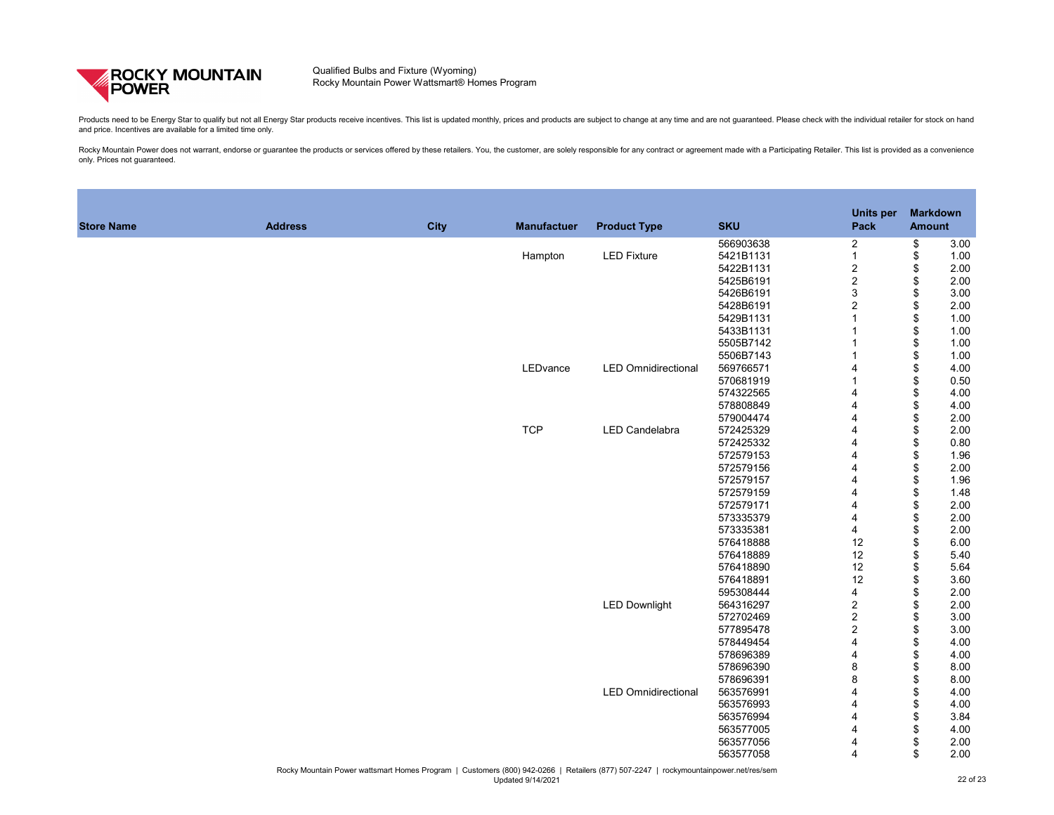Qualified Bulbs and Fixture (Wyoming)
Rocky Mountain Power Wattsmart® Homes Program

Products need to be Energy Star to qualify but not all Energy Star products receive incentives. This list is updated monthly, prices and products are subject to change at any time and are not guaranteed. Please check with the individual retailer for stock on hand and price. Incentives are available for a limited time only.

Rocky Mountain Power does not warrant, endorse or guarantee the products or services offered by these retailers. You, the customer, are solely responsible for any contract or agreement made with a Participating Retailer. This list is provided as a convenience only. Prices not guaranteed.

| Store Name | Address | City | Manufactuer | Product Type | SKU | Units per Pack | Markdown Amount |
|---|---|---|---|---|---|---|---|
| | | | | | 566903638 | 2 | $ 3.00 |
| | | | Hampton | LED Fixture | 5421B1131 | 1 | $ 1.00 |
| | | | | | 5422B1131 | 2 | $ 2.00 |
| | | | | | 5425B6191 | 2 | $ 2.00 |
| | | | | | 5426B6191 | 3 | $ 3.00 |
| | | | | | 5428B6191 | 2 | $ 2.00 |
| | | | | | 5429B1131 | 1 | $ 1.00 |
| | | | | | 5433B1131 | 1 | $ 1.00 |
| | | | | | 5505B7142 | 1 | $ 1.00 |
| | | | | | 5506B7143 | 1 | $ 1.00 |
| | | | LEDvance | LED Omnidirectional | 569766571 | 4 | $ 4.00 |
| | | | | | 570681919 | 1 | $ 0.50 |
| | | | | | 574322565 | 4 | $ 4.00 |
| | | | | | 578808849 | 4 | $ 4.00 |
| | | | | | 579004474 | 4 | $ 2.00 |
| | | | TCP | LED Candelabra | 572425329 | 4 | $ 2.00 |
| | | | | | 572425332 | 4 | $ 0.80 |
| | | | | | 572579153 | 4 | $ 1.96 |
| | | | | | 572579156 | 4 | $ 2.00 |
| | | | | | 572579157 | 4 | $ 1.96 |
| | | | | | 572579159 | 4 | $ 1.48 |
| | | | | | 572579171 | 4 | $ 2.00 |
| | | | | | 573335379 | 4 | $ 2.00 |
| | | | | | 573335381 | 4 | $ 2.00 |
| | | | | | 576418888 | 12 | $ 6.00 |
| | | | | | 576418889 | 12 | $ 5.40 |
| | | | | | 576418890 | 12 | $ 5.64 |
| | | | | | 576418891 | 12 | $ 3.60 |
| | | | | | 595308444 | 4 | $ 2.00 |
| | | | | LED Downlight | 564316297 | 2 | $ 2.00 |
| | | | | | 572702469 | 2 | $ 3.00 |
| | | | | | 577895478 | 2 | $ 3.00 |
| | | | | | 578449454 | 4 | $ 4.00 |
| | | | | | 578696389 | 4 | $ 4.00 |
| | | | | | 578696390 | 8 | $ 8.00 |
| | | | | | 578696391 | 8 | $ 8.00 |
| | | | | LED Omnidirectional | 563576991 | 4 | $ 4.00 |
| | | | | | 563576993 | 4 | $ 4.00 |
| | | | | | 563576994 | 4 | $ 3.84 |
| | | | | | 563577005 | 4 | $ 4.00 |
| | | | | | 563577056 | 4 | $ 2.00 |
| | | | | | 563577058 | 4 | $ 2.00 |

Rocky Mountain Power wattsmart Homes Program | Customers (800) 942-0266 | Retailers (877) 507-2247 | rockymountainpower.net/res/sem
Updated 9/14/2021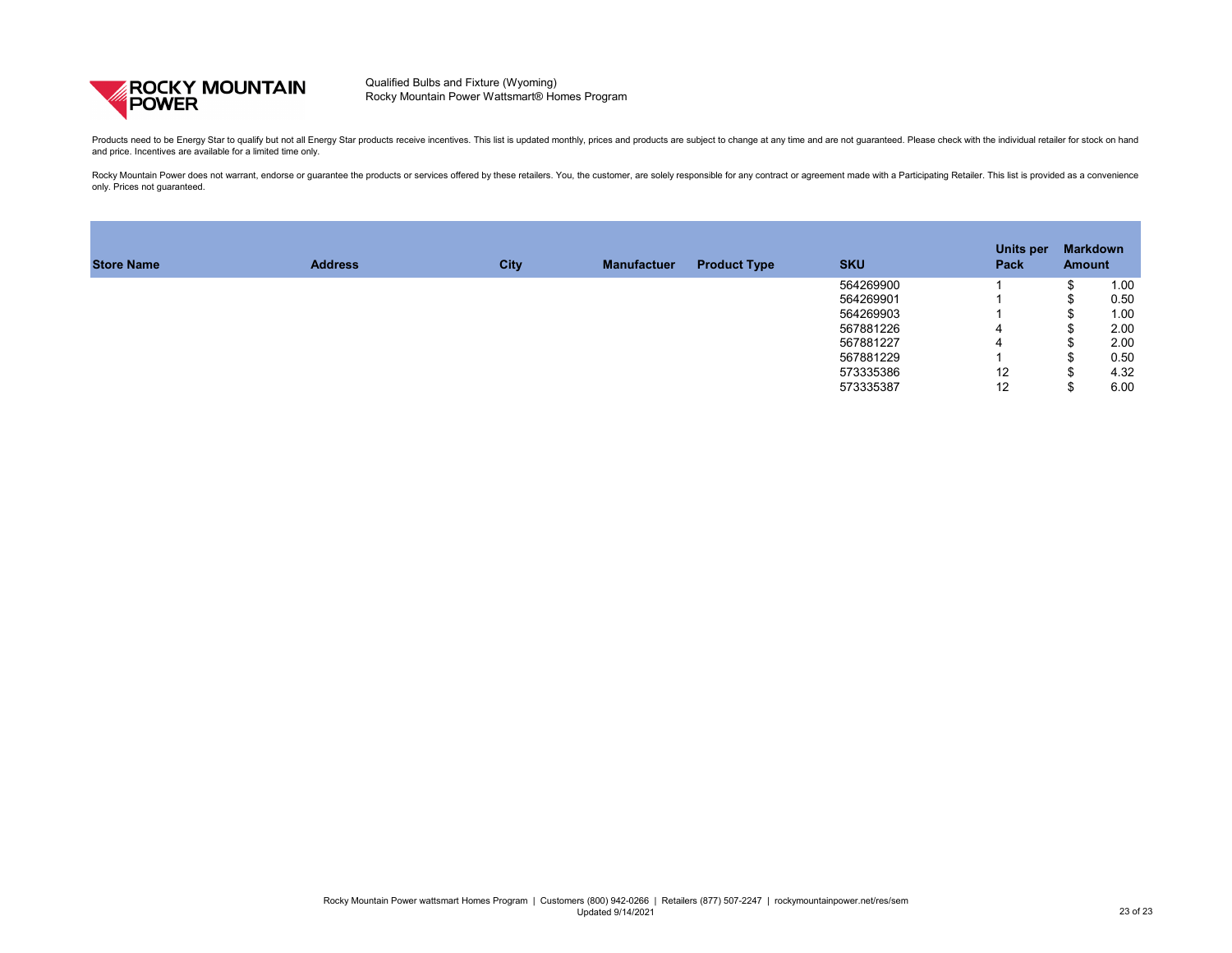Qualified Bulbs and Fixture (Wyoming)
Rocky Mountain Power Wattsmart® Homes Program

Products need to be Energy Star to qualify but not all Energy Star products receive incentives. This list is updated monthly, prices and products are subject to change at any time and are not guaranteed. Please check with the individual retailer for stock on hand and price. Incentives are available for a limited time only.

Rocky Mountain Power does not warrant, endorse or guarantee the products or services offered by these retailers. You, the customer, are solely responsible for any contract or agreement made with a Participating Retailer. This list is provided as a convenience only. Prices not guaranteed.

| Store Name | Address | City | Manufactuer | Product Type | SKU | Units per Pack | Markdown Amount |
|---|---|---|---|---|---|---|---|
| | | | | | 564269900 | 1 | $ 1.00 |
| | | | | | 564269901 | 1 | $ 0.50 |
| | | | | | 564269903 | 1 | $ 1.00 |
| | | | | | 567881226 | 4 | $ 2.00 |
| | | | | | 567881227 | 4 | $ 2.00 |
| | | | | | 567881229 | 1 | $ 0.50 |
| | | | | | 573335386 | 12 | $ 4.32 |
| | | | | | 573335387 | 12 | $ 6.00 |

Rocky Mountain Power wattsmart Homes Program | Customers (800) 942-0266 | Retailers (877) 507-2247 | rockymountainpower.net/res/sem
Updated 9/14/2021